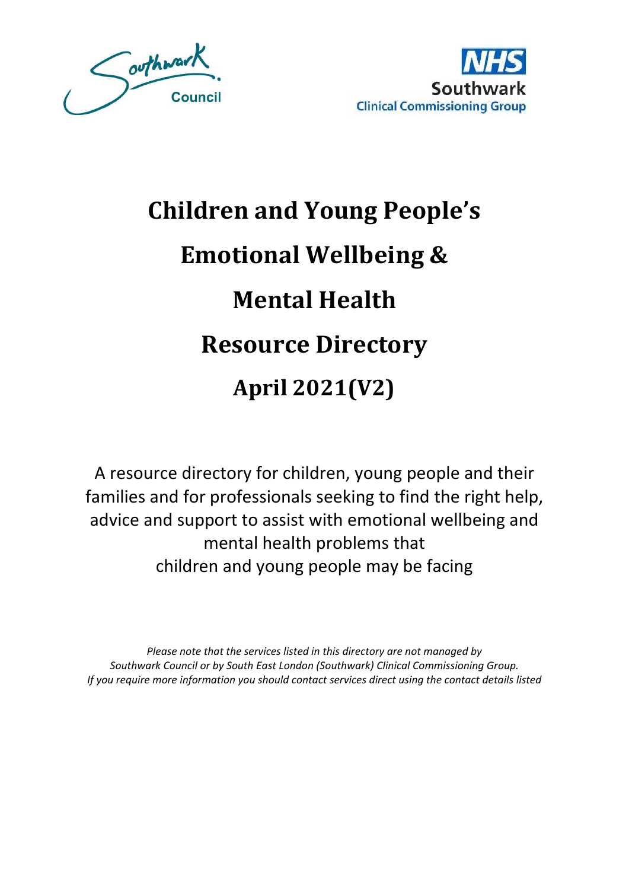Southwark Council

NHS Southwark Clinical Commissioning Group

# Children and Young People's Emotional Wellbeing & Mental Health Resource Directory

# April 2021(V2)

A resource directory for children, young people and their families and for professionals seeking to find the right help, advice and support to assist with emotional wellbeing and mental health problems that children and young people may be facing

*Please note that the services listed in this directory are not managed by Southwark Council or by South East London (Southwark) Clinical Commissioning Group. If you require more information you should contact services direct using the contact details listed*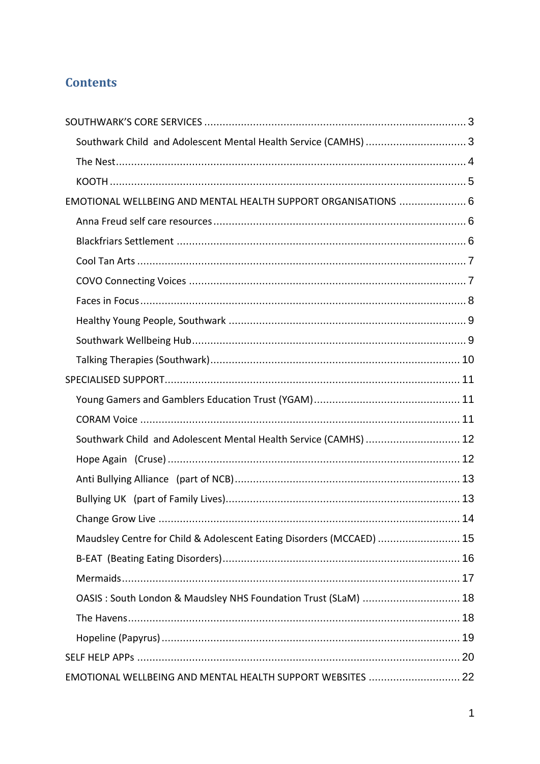## Contents

SOUTHWARK'S CORE SERVICES ..... 3

- Southwark Child and Adolescent Mental Health Service (CAMHS) ..... 3
- The Nest ..... 4
- KOOTH ..... 5

EMOTIONAL WELLBEING AND MENTAL HEALTH SUPPORT ORGANISATIONS ..... 6

- Anna Freud self care resources ..... 6
- Blackfriars Settlement ..... 6
- Cool Tan Arts ..... 7
- COVO Connecting Voices ..... 7
- Faces in Focus ..... 8
- Healthy Young People, Southwark ..... 9
- Southwark Wellbeing Hub ..... 9
- Talking Therapies (Southwark) ..... 10

SPECIALISED SUPPORT ..... 11

- Young Gamers and Gamblers Education Trust (YGAM) ..... 11
- CORAM Voice ..... 11
- Southwark Child and Adolescent Mental Health Service (CAMHS) ..... 12
- Hope Again (Cruse) ..... 12
- Anti Bullying Alliance (part of NCB) ..... 13
- Bullying UK (part of Family Lives) ..... 13
- Change Grow Live ..... 14
- Maudsley Centre for Child & Adolescent Eating Disorders (MCCAED) ..... 15
- B-EAT (Beating Eating Disorders) ..... 16
- Mermaids ..... 17
- OASIS : South London & Maudsley NHS Foundation Trust (SLaM) ..... 18
- The Havens ..... 18
- Hopeline (Papyrus) ..... 19

SELF HELP APPs ..... 20

EMOTIONAL WELLBEING AND MENTAL HEALTH SUPPORT WEBSITES ..... 22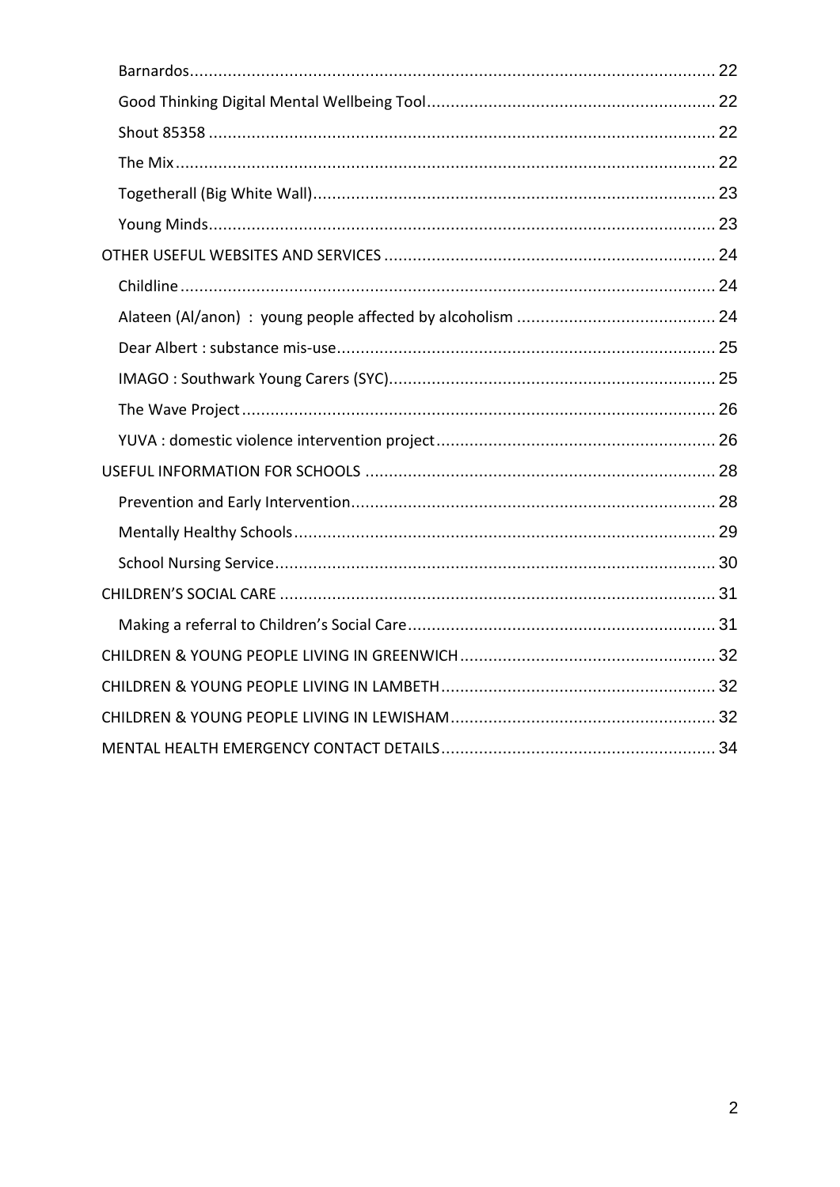Barnardos .......................................................................................................... 22

Good Thinking Digital Mental Wellbeing Tool ............................................................ 22

Shout 85358 ........................................................................................................ 22

The Mix ............................................................................................................... 22

Togetherall (Big White Wall) .................................................................................... 23

Young Minds ......................................................................................................... 23

OTHER USEFUL WEBSITES AND SERVICES ..................................................................... 24

Childline ............................................................................................................... 24

Alateen (Al/anon) : young people affected by alcoholism .......................................... 24

Dear Albert : substance mis-use ............................................................................... 25

IMAGO : Southwark Young Carers (SYC) .................................................................... 25

The Wave Project .................................................................................................. 26

YUVA : domestic violence intervention project ........................................................... 26

USEFUL INFORMATION FOR SCHOOLS ......................................................................... 28

Prevention and Early Intervention ............................................................................ 28

Mentally Healthy Schools ........................................................................................ 29

School Nursing Service ............................................................................................ 30

CHILDREN'S SOCIAL CARE ........................................................................................... 31

Making a referral to Children's Social Care ................................................................ 31

CHILDREN & YOUNG PEOPLE LIVING IN GREENWICH ..................................................... 32

CHILDREN & YOUNG PEOPLE LIVING IN LAMBETH .......................................................... 32

CHILDREN & YOUNG PEOPLE LIVING IN LEWISHAM ....................................................... 32

MENTAL HEALTH EMERGENCY CONTACT DETAILS .......................................................... 34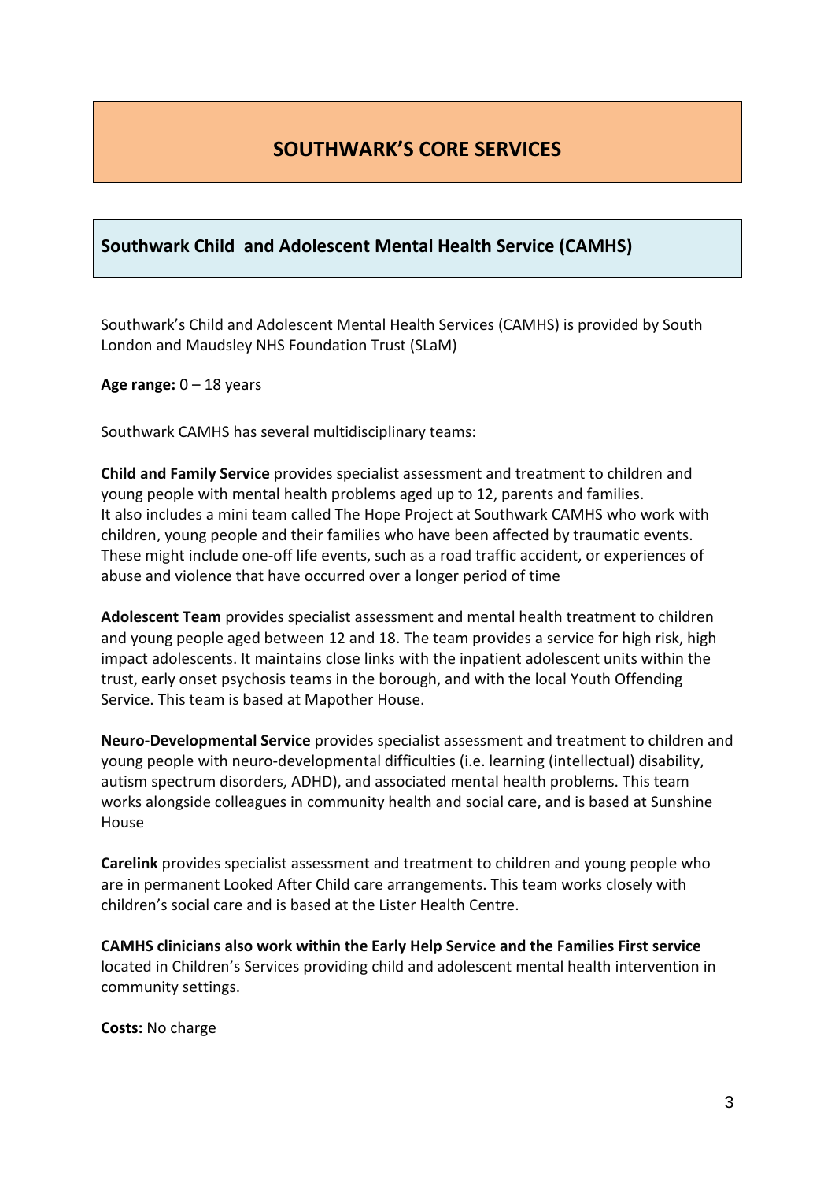# SOUTHWARK'S CORE SERVICES

## Southwark Child  and Adolescent Mental Health Service (CAMHS)

Southwark's Child and Adolescent Mental Health Services (CAMHS) is provided by South London and Maudsley NHS Foundation Trust (SLaM)

**Age range:** 0 – 18 years

Southwark CAMHS has several multidisciplinary teams:

**Child and Family Service** provides specialist assessment and treatment to children and young people with mental health problems aged up to 12, parents and families. It also includes a mini team called The Hope Project at Southwark CAMHS who work with children, young people and their families who have been affected by traumatic events. These might include one-off life events, such as a road traffic accident, or experiences of abuse and violence that have occurred over a longer period of time

**Adolescent Team** provides specialist assessment and mental health treatment to children and young people aged between 12 and 18. The team provides a service for high risk, high impact adolescents. It maintains close links with the inpatient adolescent units within the trust, early onset psychosis teams in the borough, and with the local Youth Offending Service. This team is based at Mapother House.

**Neuro-Developmental Service** provides specialist assessment and treatment to children and young people with neuro-developmental difficulties (i.e. learning (intellectual) disability, autism spectrum disorders, ADHD), and associated mental health problems. This team works alongside colleagues in community health and social care, and is based at Sunshine House

**Carelink** provides specialist assessment and treatment to children and young people who are in permanent Looked After Child care arrangements. This team works closely with children's social care and is based at the Lister Health Centre.

**CAMHS clinicians also work within the Early Help Service and the Families First service** located in Children's Services providing child and adolescent mental health intervention in community settings.

**Costs:** No charge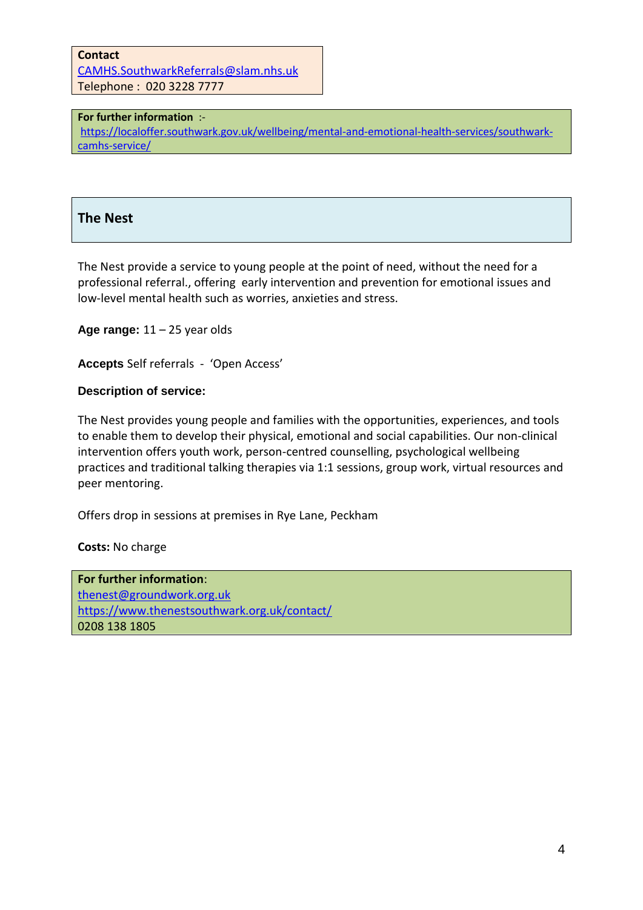**Contact**
CAMHS.SouthwarkReferrals@slam.nhs.uk
Telephone : 020 3228 7777

**For further information** :-
https://localoffer.southwark.gov.uk/wellbeing/mental-and-emotional-health-services/southwark-camhs-service/

## The Nest

The Nest provide a service to young people at the point of need, without the need for a professional referral., offering early intervention and prevention for emotional issues and low-level mental health such as worries, anxieties and stress.

**Age range:** 11 – 25 year olds

**Accepts** Self referrals - 'Open Access'

**Description of service:**

The Nest provides young people and families with the opportunities, experiences, and tools to enable them to develop their physical, emotional and social capabilities. Our non-clinical intervention offers youth work, person-centred counselling, psychological wellbeing practices and traditional talking therapies via 1:1 sessions, group work, virtual resources and peer mentoring.

Offers drop in sessions at premises in Rye Lane, Peckham

**Costs:** No charge

**For further information**:
thenest@groundwork.org.uk
https://www.thenestsouthwark.org.uk/contact/
0208 138 1805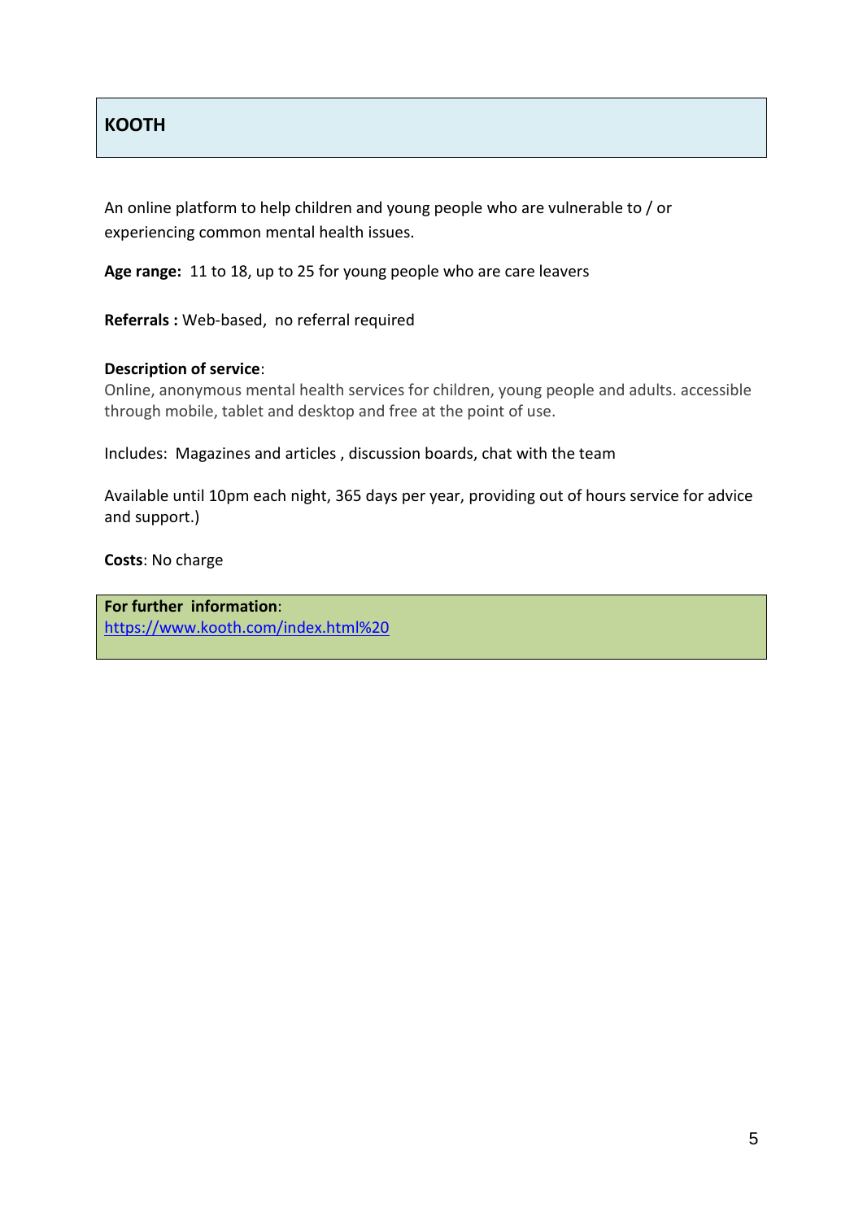## KOOTH

An online platform to help children and young people who are vulnerable to / or experiencing common mental health issues.

**Age range:** 11 to 18, up to 25 for young people who are care leavers

**Referrals :** Web-based, no referral required

**Description of service**:
Online, anonymous mental health services for children, young people and adults. accessible through mobile, tablet and desktop and free at the point of use.

Includes: Magazines and articles , discussion boards, chat with the team

Available until 10pm each night, 365 days per year, providing out of hours service for advice and support.)

**Costs**: No charge

**For further information**:
https://www.kooth.com/index.html%20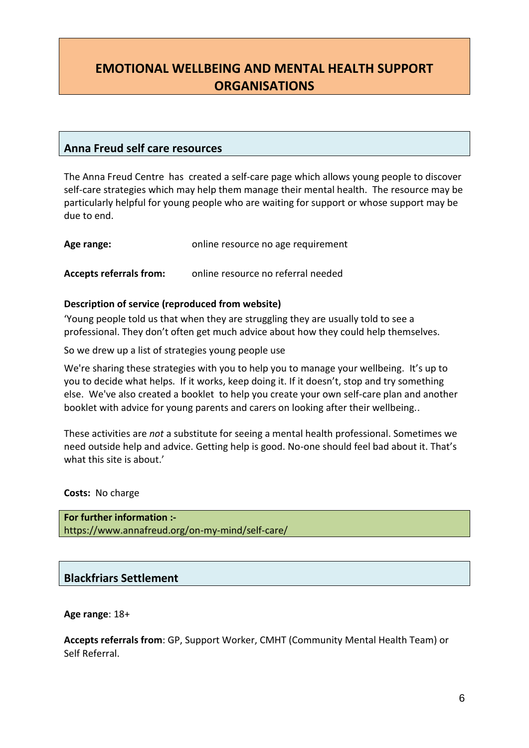# EMOTIONAL WELLBEING AND MENTAL HEALTH SUPPORT ORGANISATIONS

## Anna Freud self care resources

The Anna Freud Centre has created a self-care page which allows young people to discover self-care strategies which may help them manage their mental health. The resource may be particularly helpful for young people who are waiting for support or whose support may be due to end.

**Age range:** online resource no age requirement

**Accepts referrals from:** online resource no referral needed

**Description of service (reproduced from website)**

'Young people told us that when they are struggling they are usually told to see a professional. They don't often get much advice about how they could help themselves.

So we drew up a list of strategies young people use

We're sharing these strategies with you to help you to manage your wellbeing. It's up to you to decide what helps. If it works, keep doing it. If it doesn't, stop and try something else. We've also created a booklet to help you create your own self-care plan and another booklet with advice for young parents and carers on looking after their wellbeing..

These activities are *not* a substitute for seeing a mental health professional. Sometimes we need outside help and advice. Getting help is good. No-one should feel bad about it. That's what this site is about.'

**Costs:** No charge

**For further information :-**
https://www.annafreud.org/on-my-mind/self-care/

## Blackfriars Settlement

**Age range**: 18+

**Accepts referrals from**: GP, Support Worker, CMHT (Community Mental Health Team) or Self Referral.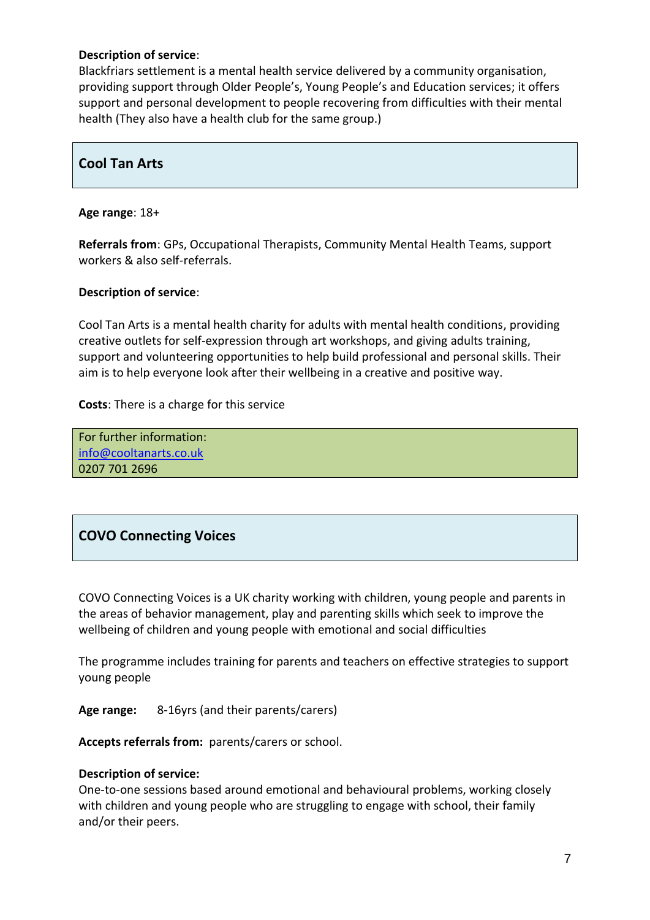**Description of service**:
Blackfriars settlement is a mental health service delivered by a community organisation, providing support through Older People's, Young People's and Education services; it offers support and personal development to people recovering from difficulties with their mental health (They also have a health club for the same group.)

## Cool Tan Arts

**Age range**: 18+

**Referrals from**: GPs, Occupational Therapists, Community Mental Health Teams, support workers & also self-referrals.

**Description of service**:

Cool Tan Arts is a mental health charity for adults with mental health conditions, providing creative outlets for self-expression through art workshops, and giving adults training, support and volunteering opportunities to help build professional and personal skills. Their aim is to help everyone look after their wellbeing in a creative and positive way.

**Costs**: There is a charge for this service

For further information:
info@cooltanarts.co.uk
0207 701 2696

## COVO Connecting Voices

COVO Connecting Voices is a UK charity working with children, young people and parents in the areas of behavior management, play and parenting skills which seek to improve the wellbeing of children and young people with emotional and social difficulties

The programme includes training for parents and teachers on effective strategies to support young people

**Age range:** 8-16yrs (and their parents/carers)

**Accepts referrals from:** parents/carers or school.

**Description of service:**
One-to-one sessions based around emotional and behavioural problems, working closely with children and young people who are struggling to engage with school, their family and/or their peers.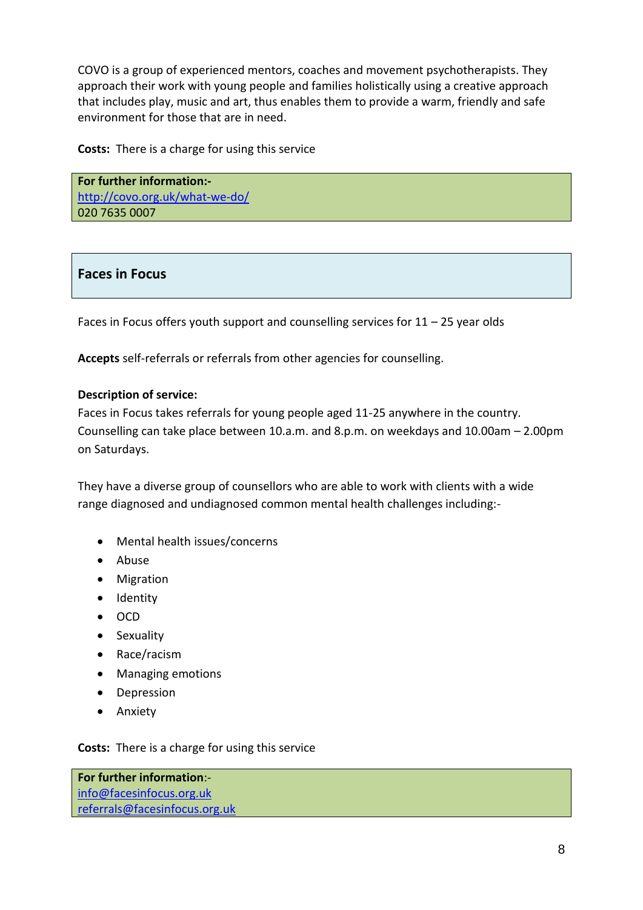COVO is a group of experienced mentors, coaches and movement psychotherapists. They approach their work with young people and families holistically using a creative approach that includes play, music and art, thus enables them to provide a warm, friendly and safe environment for those that are in need.

**Costs:** There is a charge for using this service

**For further information:-**
http://covo.org.uk/what-we-do/
020 7635 0007

## Faces in Focus

Faces in Focus offers youth support and counselling services for 11 – 25 year olds

**Accepts** self-referrals or referrals from other agencies for counselling.

**Description of service:**
Faces in Focus takes referrals for young people aged 11-25 anywhere in the country. Counselling can take place between 10.a.m. and 8.p.m. on weekdays and 10.00am – 2.00pm on Saturdays.

They have a diverse group of counsellors who are able to work with clients with a wide range diagnosed and undiagnosed common mental health challenges including:-

- Mental health issues/concerns
- Abuse
- Migration
- Identity
- OCD
- Sexuality
- Race/racism
- Managing emotions
- Depression
- Anxiety

**Costs:** There is a charge for using this service

**For further information**:-
info@facesinfocus.org.uk
referrals@facesinfocus.org.uk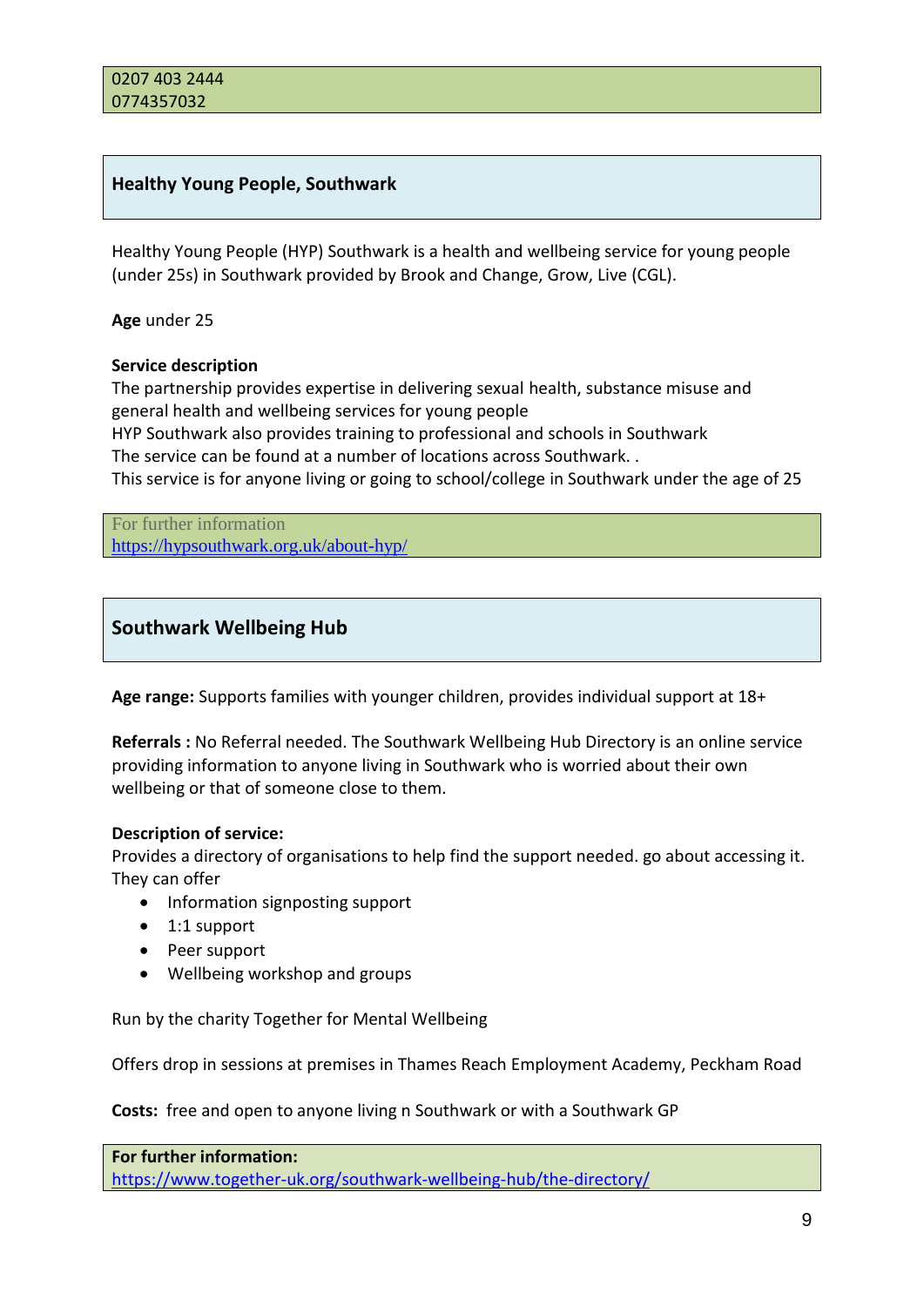0207 403 2444
0774357032

## Healthy Young People, Southwark

Healthy Young People (HYP) Southwark is a health and wellbeing service for young people (under 25s) in Southwark provided by Brook and Change, Grow, Live (CGL).

**Age** under 25

**Service description**
The partnership provides expertise in delivering sexual health, substance misuse and general health and wellbeing services for young people
HYP Southwark also provides training to professional and schools in Southwark
The service can be found at a number of locations across Southwark. .
This service is for anyone living or going to school/college in Southwark under the age of 25

For further information
https://hypsouthwark.org.uk/about-hyp/

## Southwark Wellbeing Hub

**Age range:** Supports families with younger children, provides individual support at 18+

**Referrals :** No Referral needed. The Southwark Wellbeing Hub Directory is an online service providing information to anyone living in Southwark who is worried about their own wellbeing or that of someone close to them.

**Description of service:**
Provides a directory of organisations to help find the support needed. go about accessing it. They can offer

- Information signposting support
- 1:1 support
- Peer support
- Wellbeing workshop and groups

Run by the charity Together for Mental Wellbeing

Offers drop in sessions at premises in Thames Reach Employment Academy, Peckham Road

**Costs:** free and open to anyone living n Southwark or with a Southwark GP

**For further information:**
https://www.together-uk.org/southwark-wellbeing-hub/the-directory/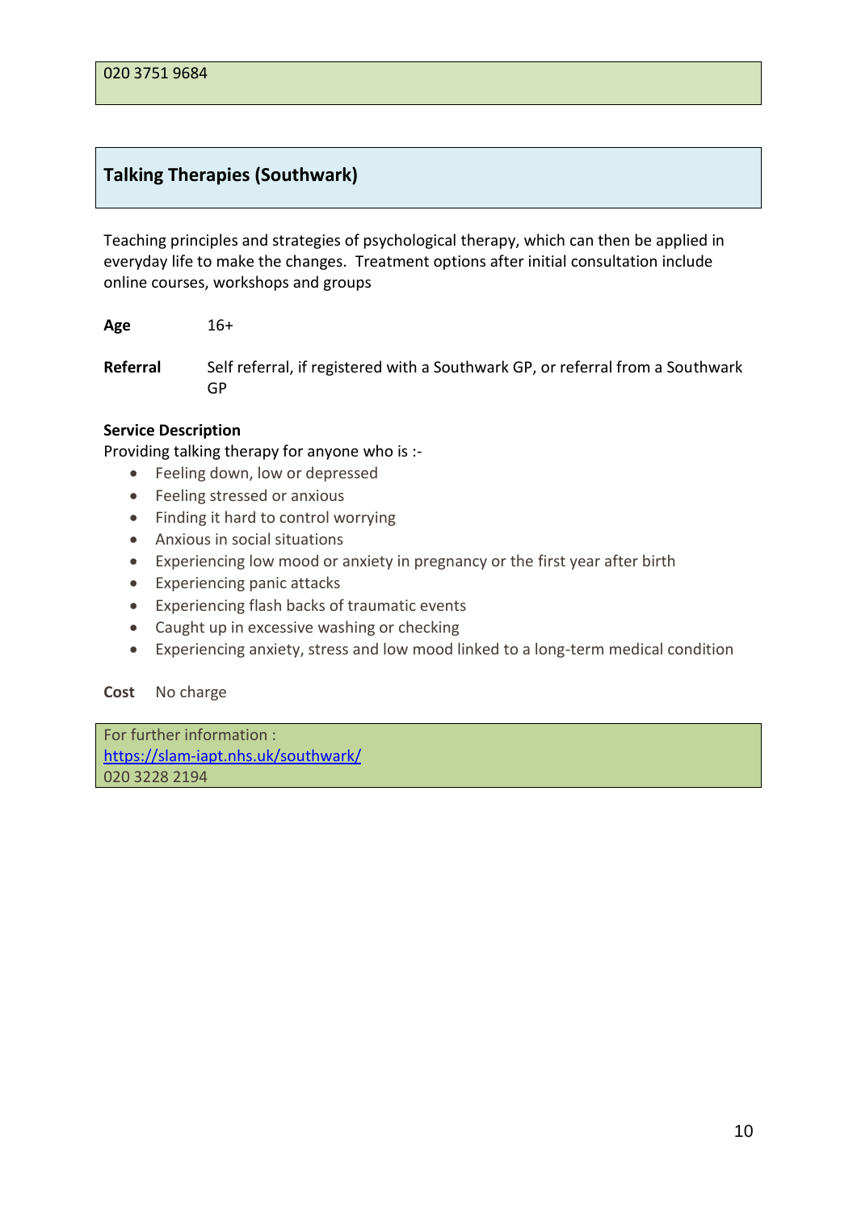020 3751 9684

## Talking Therapies (Southwark)

Teaching principles and strategies of psychological therapy, which can then be applied in everyday life to make the changes. Treatment options after initial consultation include online courses, workshops and groups

**Age** 16+

**Referral** Self referral, if registered with a Southwark GP, or referral from a Southwark GP

**Service Description**
Providing talking therapy for anyone who is :-

- Feeling down, low or depressed
- Feeling stressed or anxious
- Finding it hard to control worrying
- Anxious in social situations
- Experiencing low mood or anxiety in pregnancy or the first year after birth
- Experiencing panic attacks
- Experiencing flash backs of traumatic events
- Caught up in excessive washing or checking
- Experiencing anxiety, stress and low mood linked to a long-term medical condition

**Cost** No charge

For further information :
https://slam-iapt.nhs.uk/southwark/
020 3228 2194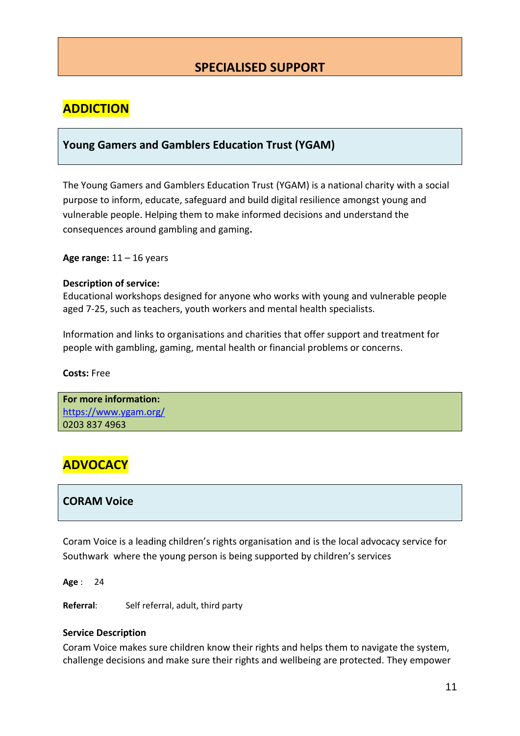# SPECIALISED SUPPORT

## ADDICTION

### Young Gamers and Gamblers Education Trust (YGAM)

The Young Gamers and Gamblers Education Trust (YGAM) is a national charity with a social purpose to inform, educate, safeguard and build digital resilience amongst young and vulnerable people. Helping them to make informed decisions and understand the consequences around gambling and gaming**.**

**Age range:** 11 – 16 years

**Description of service:**
Educational workshops designed for anyone who works with young and vulnerable people aged 7-25, such as teachers, youth workers and mental health specialists.

Information and links to organisations and charities that offer support and treatment for people with gambling, gaming, mental health or financial problems or concerns.

**Costs:** Free

**For more information:**
https://www.ygam.org/
0203 837 4963

## ADVOCACY

### CORAM Voice

Coram Voice is a leading children's rights organisation and is the local advocacy service for Southwark where the young person is being supported by children's services

**Age** : 24

**Referral**: Self referral, adult, third party

**Service Description**
Coram Voice makes sure children know their rights and helps them to navigate the system, challenge decisions and make sure their rights and wellbeing are protected. They empower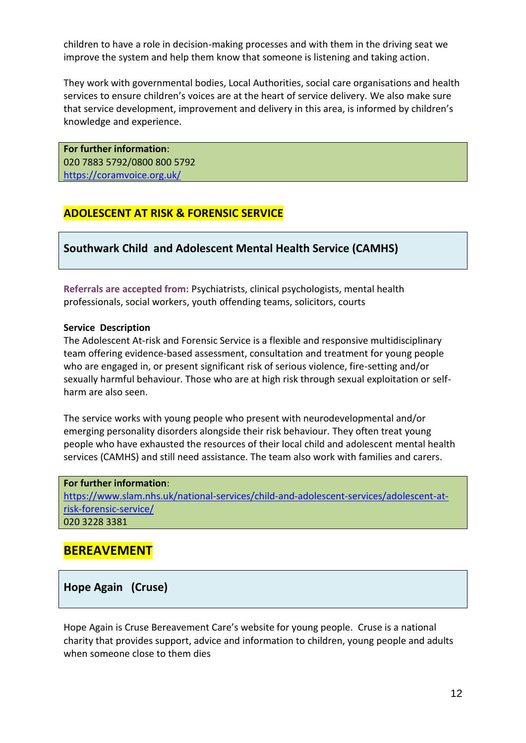children to have a role in decision-making processes and with them in the driving seat we improve the system and help them know that someone is listening and taking action.

They work with governmental bodies, Local Authorities, social care organisations and health services to ensure children's voices are at the heart of service delivery. We also make sure that service development, improvement and delivery in this area, is informed by children's knowledge and experience.

**For further information**:
020 7883 5792/0800 800 5792
https://coramvoice.org.uk/

## ADOLESCENT AT RISK & FORENSIC SERVICE

### Southwark Child and Adolescent Mental Health Service (CAMHS)

**Referrals are accepted from:** Psychiatrists, clinical psychologists, mental health professionals, social workers, youth offending teams, solicitors, courts

**Service Description**

The Adolescent At-risk and Forensic Service is a flexible and responsive multidisciplinary team offering evidence-based assessment, consultation and treatment for young people who are engaged in, or present significant risk of serious violence, fire-setting and/or sexually harmful behaviour. Those who are at high risk through sexual exploitation or self-harm are also seen.

The service works with young people who present with neurodevelopmental and/or emerging personality disorders alongside their risk behaviour. They often treat young people who have exhausted the resources of their local child and adolescent mental health services (CAMHS) and still need assistance. The team also work with families and carers.

**For further information**:
https://www.slam.nhs.uk/national-services/child-and-adolescent-services/adolescent-at-risk-forensic-service/
020 3228 3381

## BEREAVEMENT

### Hope Again (Cruse)

Hope Again is Cruse Bereavement Care's website for young people. Cruse is a national charity that provides support, advice and information to children, young people and adults when someone close to them dies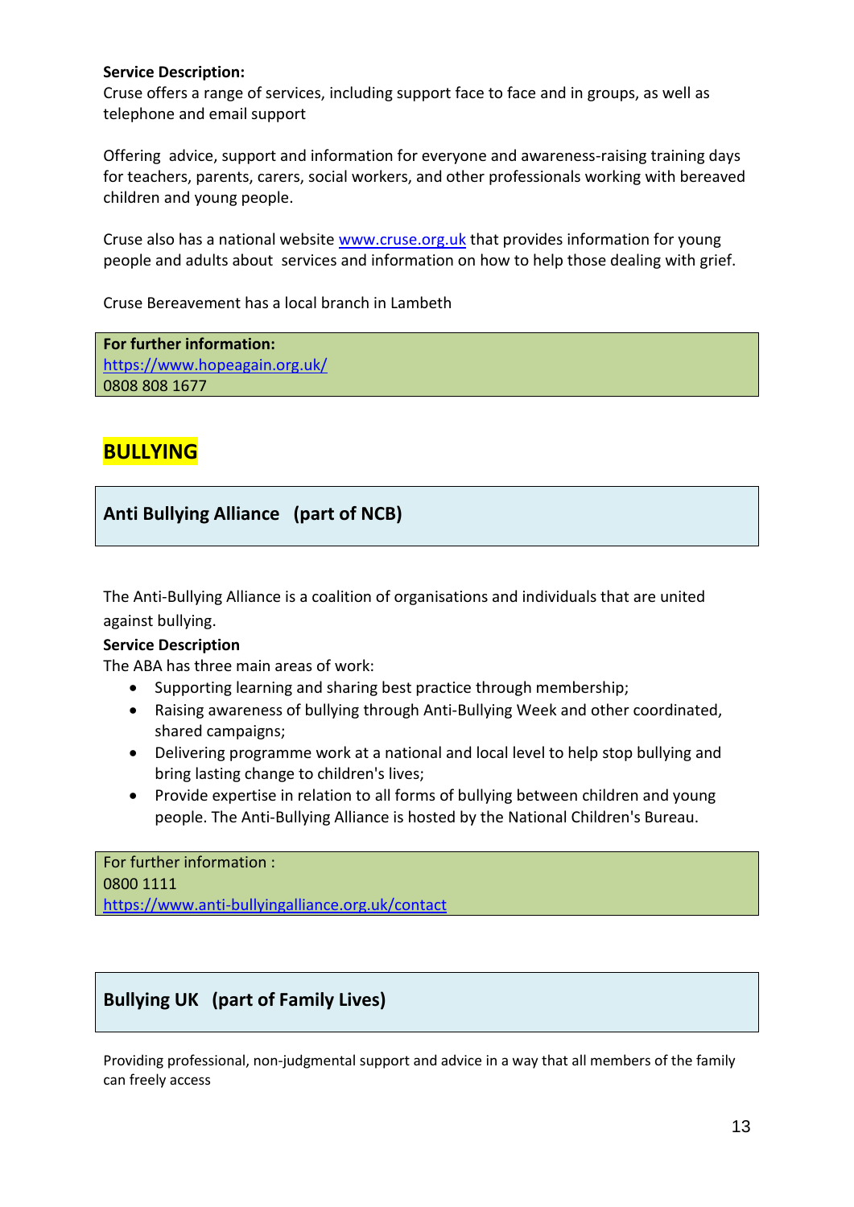**Service Description:**
Cruse offers a range of services, including support face to face and in groups, as well as telephone and email support

Offering advice, support and information for everyone and awareness-raising training days for teachers, parents, carers, social workers, and other professionals working with bereaved children and young people.

Cruse also has a national website www.cruse.org.uk that provides information for young people and adults about services and information on how to help those dealing with grief.

Cruse Bereavement has a local branch in Lambeth

**For further information:**
https://www.hopeagain.org.uk/
0808 808 1677

# BULLYING

## Anti Bullying Alliance (part of NCB)

The Anti-Bullying Alliance is a coalition of organisations and individuals that are united against bullying.

**Service Description**
The ABA has three main areas of work:

- Supporting learning and sharing best practice through membership;
- Raising awareness of bullying through Anti-Bullying Week and other coordinated, shared campaigns;
- Delivering programme work at a national and local level to help stop bullying and bring lasting change to children's lives;
- Provide expertise in relation to all forms of bullying between children and young people. The Anti-Bullying Alliance is hosted by the National Children's Bureau.

For further information :
0800 1111
https://www.anti-bullyingalliance.org.uk/contact

## Bullying UK (part of Family Lives)

Providing professional, non-judgmental support and advice in a way that all members of the family can freely access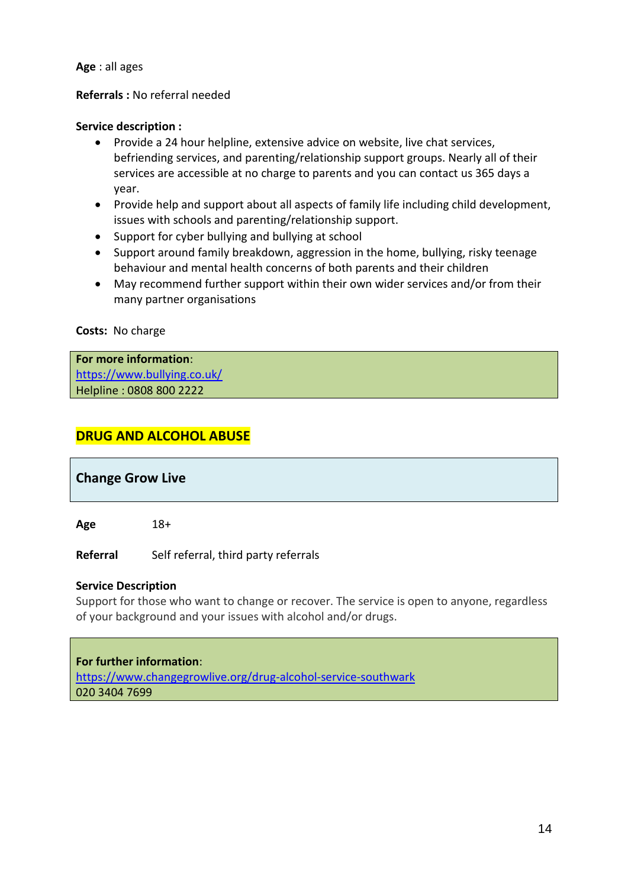**Age** : all ages

**Referrals :** No referral needed

**Service description :**

- Provide a 24 hour helpline, extensive advice on website, live chat services, befriending services, and parenting/relationship support groups. Nearly all of their services are accessible at no charge to parents and you can contact us 365 days a year.
- Provide help and support about all aspects of family life including child development, issues with schools and parenting/relationship support.
- Support for cyber bullying and bullying at school
- Support around family breakdown, aggression in the home, bullying, risky teenage behaviour and mental health concerns of both parents and their children
- May recommend further support within their own wider services and/or from their many partner organisations

**Costs:** No charge

**For more information**:
https://www.bullying.co.uk/
Helpline : 0808 800 2222

## DRUG AND ALCOHOL ABUSE

### Change Grow Live

**Age** 18+

**Referral** Self referral, third party referrals

**Service Description**
Support for those who want to change or recover. The service is open to anyone, regardless of your background and your issues with alcohol and/or drugs.

**For further information**:
https://www.changegrowlive.org/drug-alcohol-service-southwark
020 3404 7699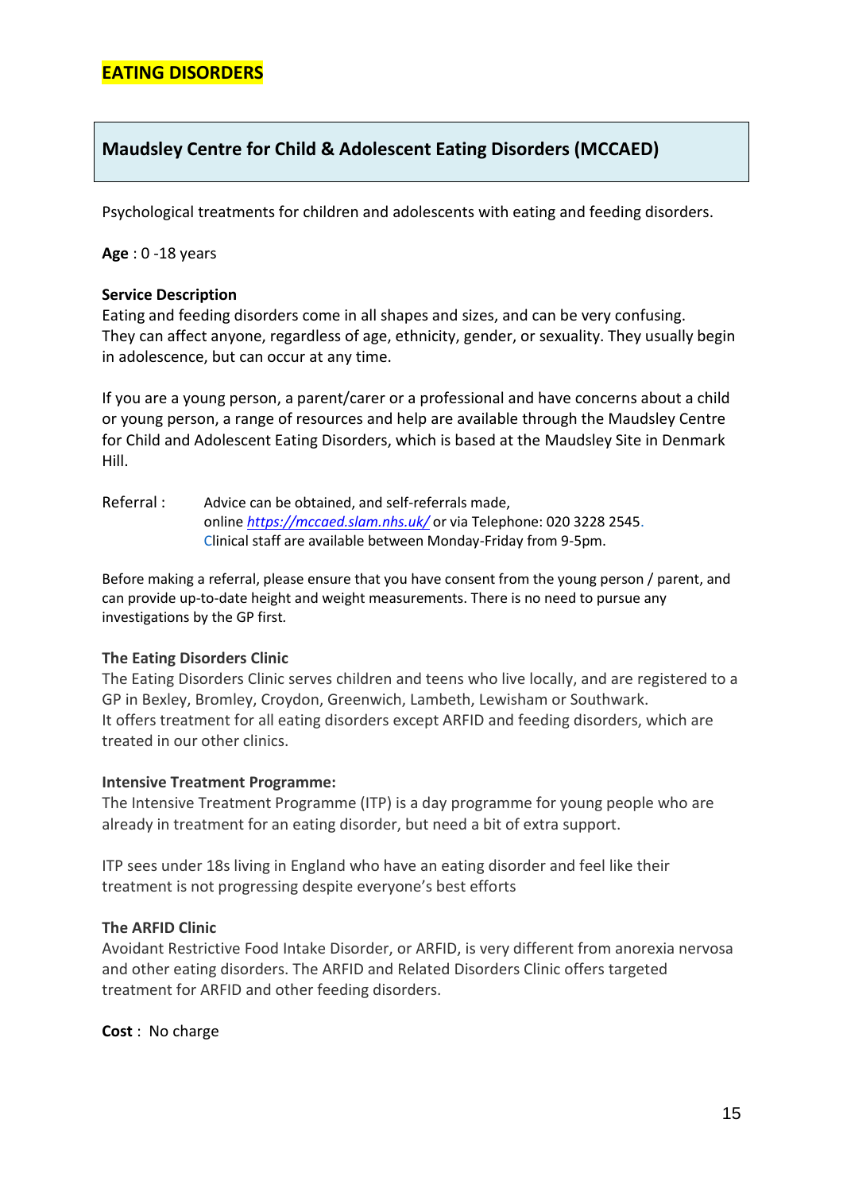# EATING DISORDERS

## Maudsley Centre for Child & Adolescent Eating Disorders (MCCAED)

Psychological treatments for children and adolescents with eating and feeding disorders.

**Age** : 0 -18 years

**Service Description**

Eating and feeding disorders come in all shapes and sizes, and can be very confusing. They can affect anyone, regardless of age, ethnicity, gender, or sexuality. They usually begin in adolescence, but can occur at any time.

If you are a young person, a parent/carer or a professional and have concerns about a child or young person, a range of resources and help are available through the Maudsley Centre for Child and Adolescent Eating Disorders, which is based at the Maudsley Site in Denmark Hill.

Referral : Advice can be obtained, and self-referrals made, online *https://mccaed.slam.nhs.uk/* or via Telephone: 020 3228 2545. Clinical staff are available between Monday-Friday from 9-5pm.

Before making a referral, please ensure that you have consent from the young person / parent, and can provide up-to-date height and weight measurements. There is no need to pursue any investigations by the GP first.

**The Eating Disorders Clinic**

The Eating Disorders Clinic serves children and teens who live locally, and are registered to a GP in Bexley, Bromley, Croydon, Greenwich, Lambeth, Lewisham or Southwark.
It offers treatment for all eating disorders except ARFID and feeding disorders, which are treated in our other clinics.

**Intensive Treatment Programme:**

The Intensive Treatment Programme (ITP) is a day programme for young people who are already in treatment for an eating disorder, but need a bit of extra support.

ITP sees under 18s living in England who have an eating disorder and feel like their treatment is not progressing despite everyone's best efforts

**The ARFID Clinic**

Avoidant Restrictive Food Intake Disorder, or ARFID, is very different from anorexia nervosa and other eating disorders. The ARFID and Related Disorders Clinic offers targeted treatment for ARFID and other feeding disorders.

**Cost** : No charge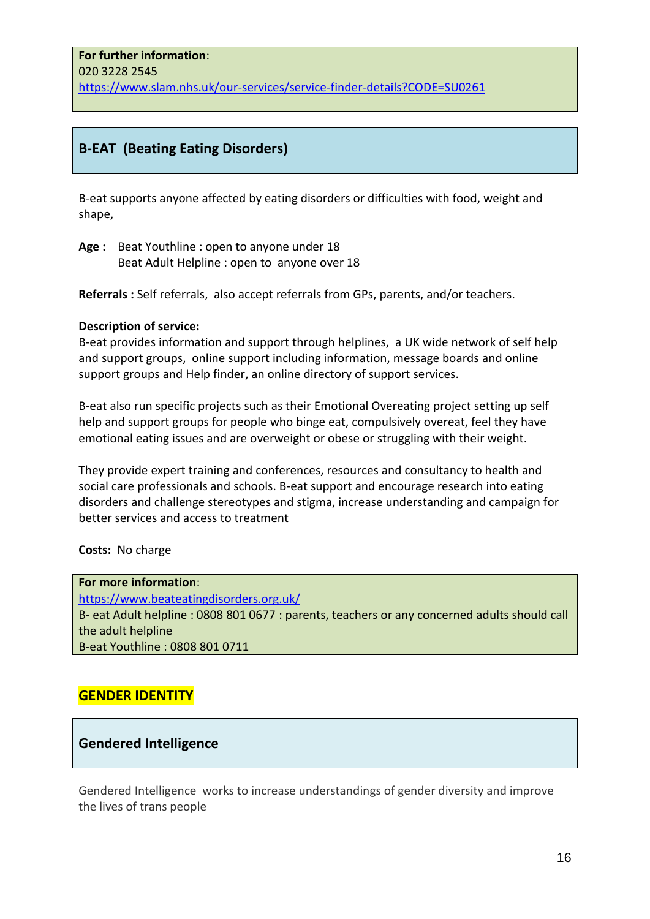**For further information**:
020 3228 2545
https://www.slam.nhs.uk/our-services/service-finder-details?CODE=SU0261

## B-EAT (Beating Eating Disorders)

B-eat supports anyone affected by eating disorders or difficulties with food, weight and shape,

**Age :** Beat Youthline : open to anyone under 18
Beat Adult Helpline : open to anyone over 18

**Referrals :** Self referrals, also accept referrals from GPs, parents, and/or teachers.

**Description of service:**
B-eat provides information and support through helplines, a UK wide network of self help and support groups, online support including information, message boards and online support groups and Help finder, an online directory of support services.

B-eat also run specific projects such as their Emotional Overeating project setting up self help and support groups for people who binge eat, compulsively overeat, feel they have emotional eating issues and are overweight or obese or struggling with their weight.

They provide expert training and conferences, resources and consultancy to health and social care professionals and schools. B-eat support and encourage research into eating disorders and challenge stereotypes and stigma, increase understanding and campaign for better services and access to treatment

**Costs:** No charge

**For more information**:
https://www.beateatingdisorders.org.uk/
B- eat Adult helpline : 0808 801 0677 : parents, teachers or any concerned adults should call the adult helpline
B-eat Youthline : 0808 801 0711

# GENDER IDENTITY

## Gendered Intelligence

Gendered Intelligence works to increase understandings of gender diversity and improve the lives of trans people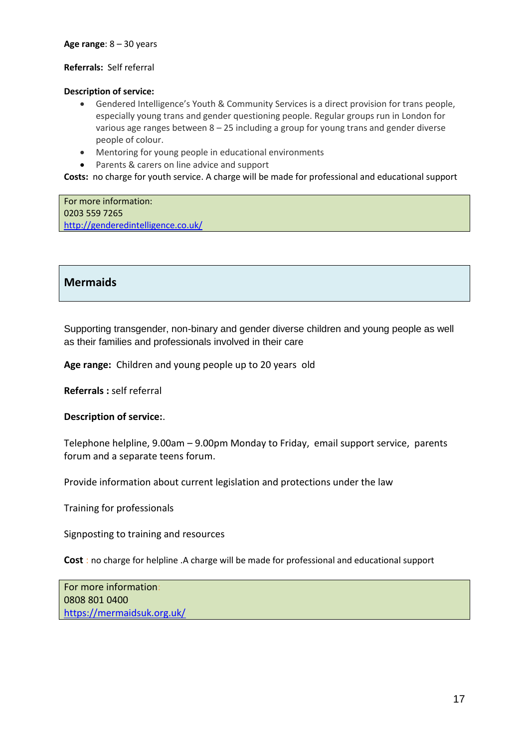**Age range**: 8 – 30 years

**Referrals:** Self referral

**Description of service:**

- Gendered Intelligence's Youth & Community Services is a direct provision for trans people, especially young trans and gender questioning people. Regular groups run in London for various age ranges between 8 – 25 including a group for young trans and gender diverse people of colour.
- Mentoring for young people in educational environments
- Parents & carers on line advice and support

**Costs:** no charge for youth service. A charge will be made for professional and educational support

For more information:
0203 559 7265
http://genderedintelligence.co.uk/

## Mermaids

Supporting transgender, non-binary and gender diverse children and young people as well as their families and professionals involved in their care

**Age range:** Children and young people up to 20 years old

**Referrals :** self referral

**Description of service:**.

Telephone helpline, 9.00am – 9.00pm Monday to Friday, email support service, parents forum and a separate teens forum.

Provide information about current legislation and protections under the law

Training for professionals

Signposting to training and resources

**Cost** : no charge for helpline .A charge will be made for professional and educational support

For more information:
0808 801 0400
https://mermaidsuk.org.uk/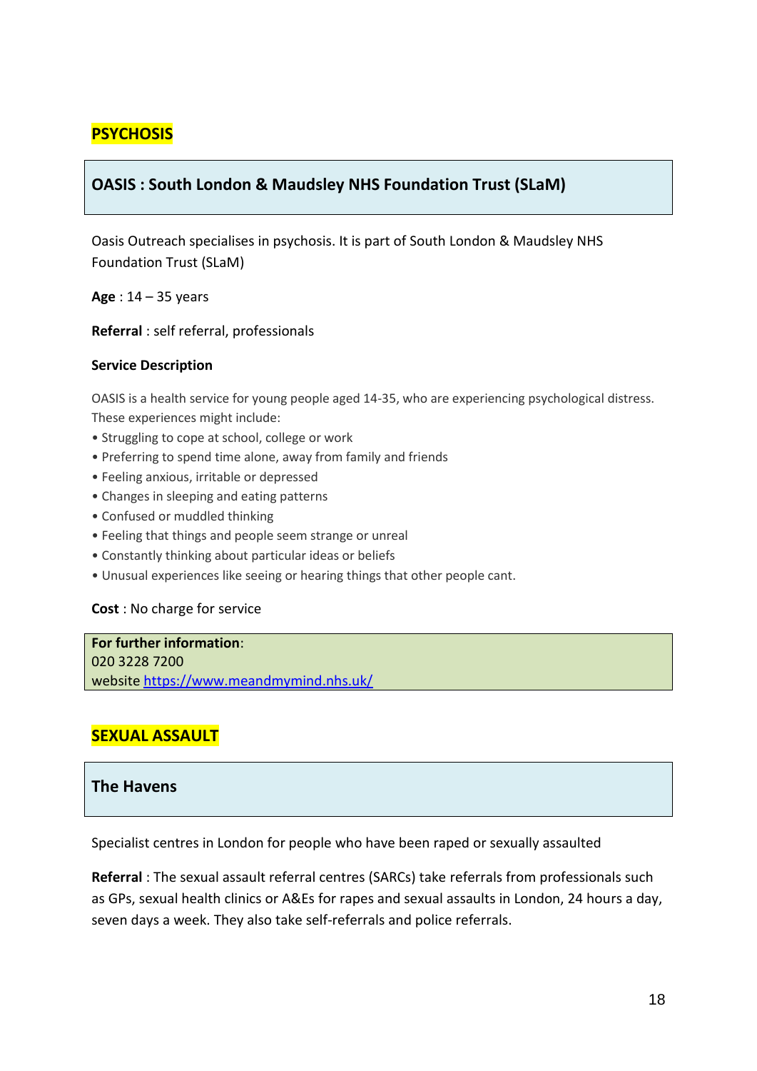## PSYCHOSIS

### OASIS : South London & Maudsley NHS Foundation Trust (SLaM)

Oasis Outreach specialises in psychosis. It is part of South London & Maudsley NHS Foundation Trust (SLaM)

**Age** : 14 – 35 years

**Referral** : self referral, professionals

**Service Description**

OASIS is a health service for young people aged 14-35, who are experiencing psychological distress. These experiences might include:

- Struggling to cope at school, college or work
- Preferring to spend time alone, away from family and friends
- Feeling anxious, irritable or depressed
- Changes in sleeping and eating patterns
- Confused or muddled thinking
- Feeling that things and people seem strange or unreal
- Constantly thinking about particular ideas or beliefs
- Unusual experiences like seeing or hearing things that other people cant.

**Cost** : No charge for service

**For further information**:
020 3228 7200
website https://www.meandmymind.nhs.uk/

## SEXUAL ASSAULT

### The Havens

Specialist centres in London for people who have been raped or sexually assaulted

**Referral** : The sexual assault referral centres (SARCs) take referrals from professionals such as GPs, sexual health clinics or A&Es for rapes and sexual assaults in London, 24 hours a day, seven days a week. They also take self-referrals and police referrals.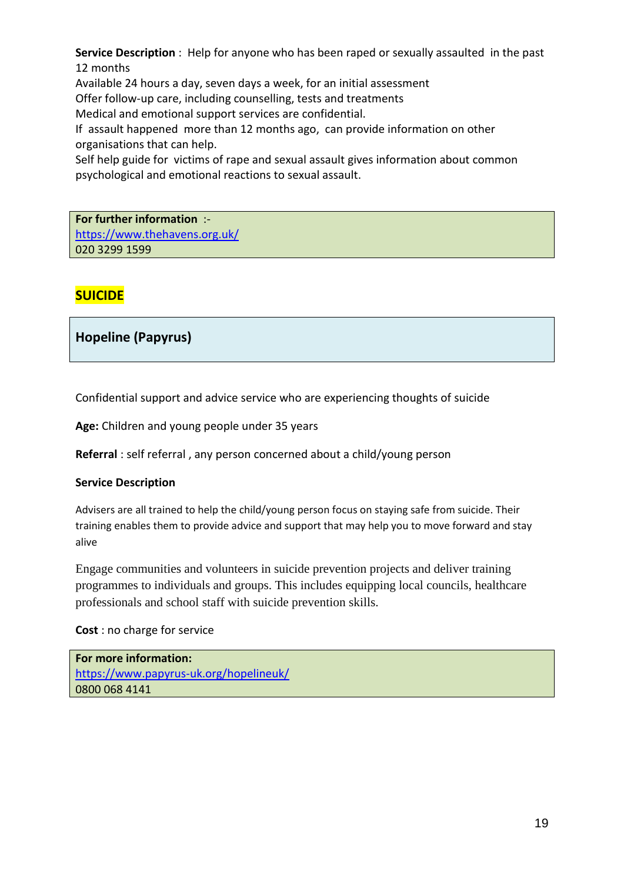**Service Description** : Help for anyone who has been raped or sexually assaulted in the past 12 months
Available 24 hours a day, seven days a week, for an initial assessment
Offer follow-up care, including counselling, tests and treatments
Medical and emotional support services are confidential.
If assault happened more than 12 months ago, can provide information on other organisations that can help.
Self help guide for victims of rape and sexual assault gives information about common psychological and emotional reactions to sexual assault.

**For further information** :-
https://www.thehavens.org.uk/
020 3299 1599

## SUICIDE

### Hopeline (Papyrus)

Confidential support and advice service who are experiencing thoughts of suicide

**Age:** Children and young people under 35 years

**Referral** : self referral , any person concerned about a child/young person

**Service Description**

Advisers are all trained to help the child/young person focus on staying safe from suicide. Their training enables them to provide advice and support that may help you to move forward and stay alive

Engage communities and volunteers in suicide prevention projects and deliver training programmes to individuals and groups. This includes equipping local councils, healthcare professionals and school staff with suicide prevention skills.

**Cost** : no charge for service

**For more information:**
https://www.papyrus-uk.org/hopelineuk/
0800 068 4141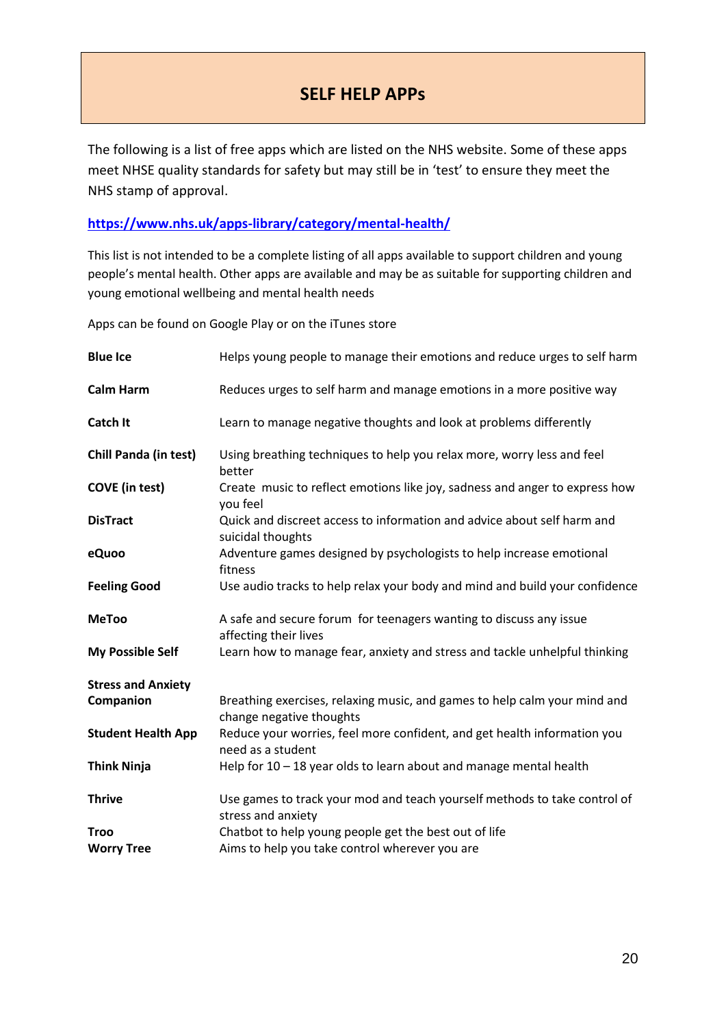# SELF HELP APPs

The following is a list of free apps which are listed on the NHS website. Some of these apps meet NHSE quality standards for safety but may still be in 'test' to ensure they meet the NHS stamp of approval.

**https://www.nhs.uk/apps-library/category/mental-health/**

This list is not intended to be a complete listing of all apps available to support children and young people's mental health. Other apps are available and may be as suitable for supporting children and young emotional wellbeing and mental health needs

Apps can be found on Google Play or on the iTunes store

| | |
|---|---|
| **Blue Ice** | Helps young people to manage their emotions and reduce urges to self harm |
| **Calm Harm** | Reduces urges to self harm and manage emotions in a more positive way |
| **Catch It** | Learn to manage negative thoughts and look at problems differently |
| **Chill Panda (in test)** | Using breathing techniques to help you relax more, worry less and feel better |
| **COVE (in test)** | Create music to reflect emotions like joy, sadness and anger to express how you feel |
| **DisTract** | Quick and discreet access to information and advice about self harm and suicidal thoughts |
| **eQuoo** | Adventure games designed by psychologists to help increase emotional fitness |
| **Feeling Good** | Use audio tracks to help relax your body and mind and build your confidence |
| **MeToo** | A safe and secure forum for teenagers wanting to discuss any issue affecting their lives |
| **My Possible Self** | Learn how to manage fear, anxiety and stress and tackle unhelpful thinking |
| **Stress and Anxiety Companion** | Breathing exercises, relaxing music, and games to help calm your mind and change negative thoughts |
| **Student Health App** | Reduce your worries, feel more confident, and get health information you need as a student |
| **Think Ninja** | Help for 10 – 18 year olds to learn about and manage mental health |
| **Thrive** | Use games to track your mod and teach yourself methods to take control of stress and anxiety |
| **Troo** | Chatbot to help young people get the best out of life |
| **Worry Tree** | Aims to help you take control wherever you are |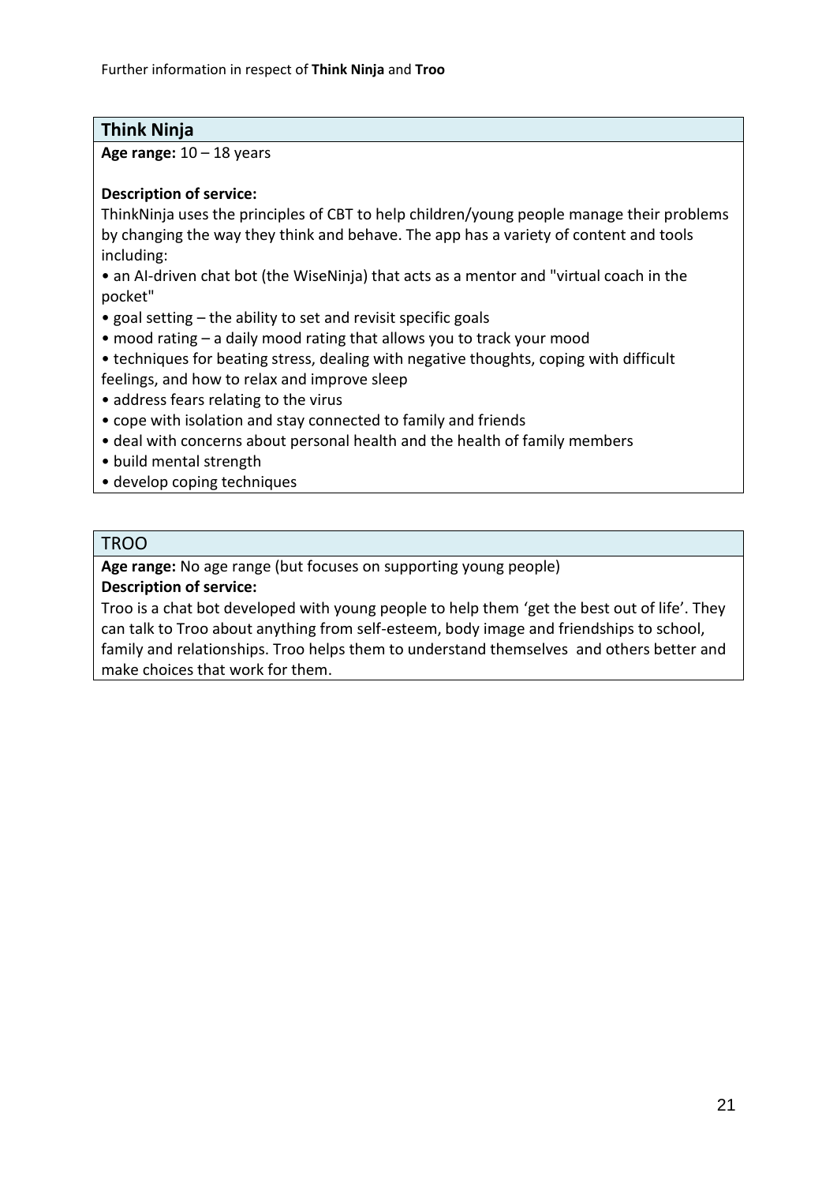Further information in respect of **Think Ninja** and **Troo**

## Think Ninja

**Age range:** 10 – 18 years

**Description of service:**

ThinkNinja uses the principles of CBT to help children/young people manage their problems by changing the way they think and behave. The app has a variety of content and tools including:

- an AI-driven chat bot (the WiseNinja) that acts as a mentor and "virtual coach in the pocket"
- goal setting – the ability to set and revisit specific goals
- mood rating – a daily mood rating that allows you to track your mood
- techniques for beating stress, dealing with negative thoughts, coping with difficult feelings, and how to relax and improve sleep
- address fears relating to the virus
- cope with isolation and stay connected to family and friends
- deal with concerns about personal health and the health of family members
- build mental strength
- develop coping techniques

## TROO

**Age range:** No age range (but focuses on supporting young people)

**Description of service:**

Troo is a chat bot developed with young people to help them 'get the best out of life'. They can talk to Troo about anything from self-esteem, body image and friendships to school, family and relationships. Troo helps them to understand themselves and others better and make choices that work for them.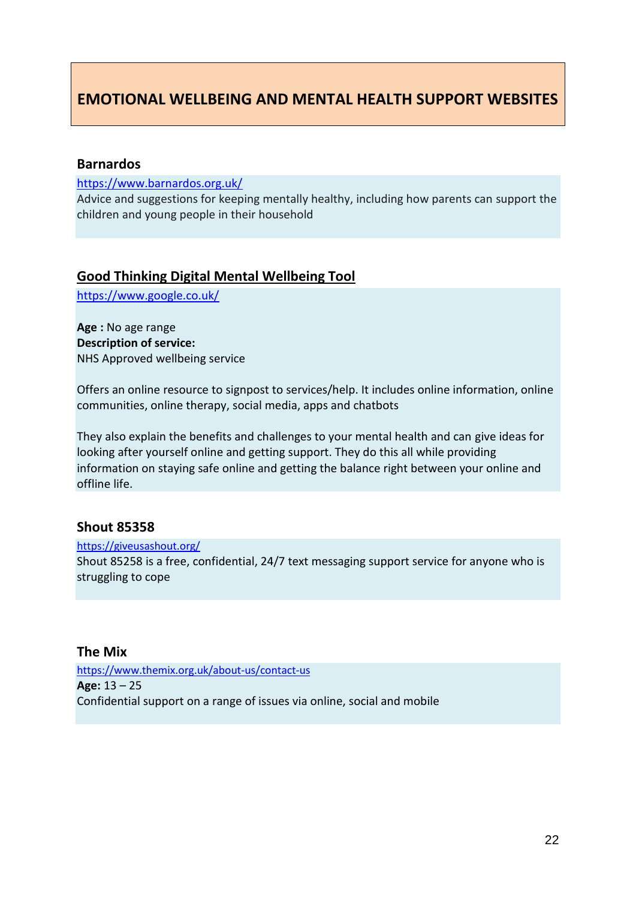# EMOTIONAL WELLBEING AND MENTAL HEALTH SUPPORT WEBSITES

### Barnardos

https://www.barnardos.org.uk/

Advice and suggestions for keeping mentally healthy, including how parents can support the children and young people in their household

### Good Thinking Digital Mental Wellbeing Tool

https://www.google.co.uk/

**Age :** No age range
**Description of service:**
NHS Approved wellbeing service

Offers an online resource to signpost to services/help. It includes online information, online communities, online therapy, social media, apps and chatbots

They also explain the benefits and challenges to your mental health and can give ideas for looking after yourself online and getting support. They do this all while providing information on staying safe online and getting the balance right between your online and offline life.

### Shout 85358

https://giveusashout.org/

Shout 85258 is a free, confidential, 24/7 text messaging support service for anyone who is struggling to cope

### The Mix

https://www.themix.org.uk/about-us/contact-us

**Age:** 13 – 25
Confidential support on a range of issues via online, social and mobile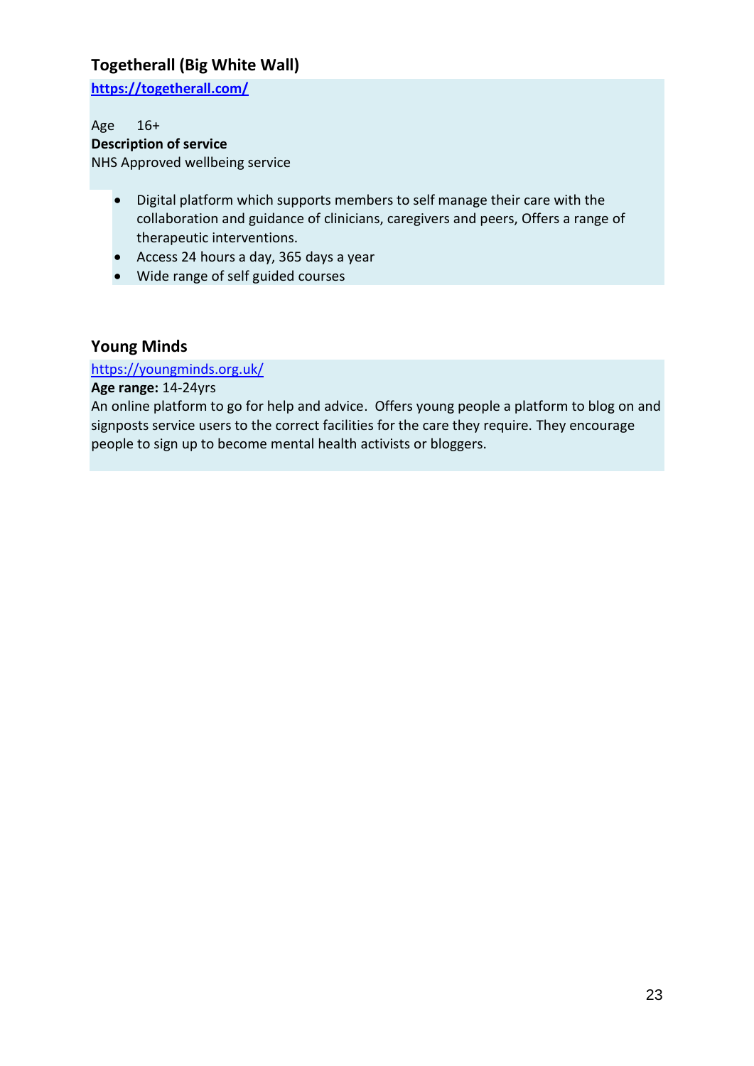### Togetherall (Big White Wall)

**https://togetherall.com/**

Age 16+

**Description of service**

NHS Approved wellbeing service

- Digital platform which supports members to self manage their care with the collaboration and guidance of clinicians, caregivers and peers, Offers a range of therapeutic interventions.
- Access 24 hours a day, 365 days a year
- Wide range of self guided courses

### Young Minds

https://youngminds.org.uk/

**Age range:** 14-24yrs

An online platform to go for help and advice. Offers young people a platform to blog on and signposts service users to the correct facilities for the care they require. They encourage people to sign up to become mental health activists or bloggers.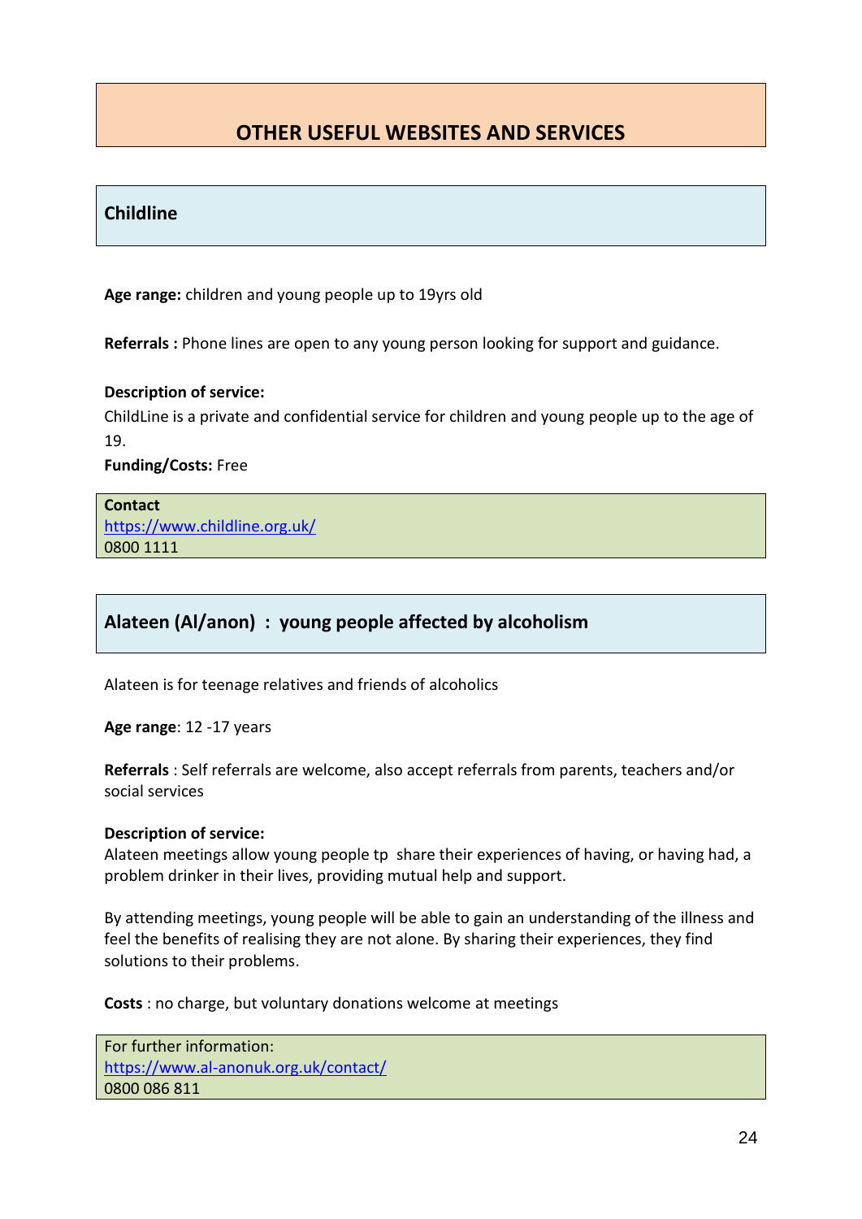# OTHER USEFUL WEBSITES AND SERVICES

## Childline

**Age range:** children and young people up to 19yrs old

**Referrals :** Phone lines are open to any young person looking for support and guidance.

**Description of service:**
ChildLine is a private and confidential service for children and young people up to the age of 19.

**Funding/Costs:** Free

**Contact**
https://www.childline.org.uk/
0800 1111

## Alateen (Al/anon) : young people affected by alcoholism

Alateen is for teenage relatives and friends of alcoholics

**Age range**: 12 -17 years

**Referrals** : Self referrals are welcome, also accept referrals from parents, teachers and/or social services

**Description of service:**
Alateen meetings allow young people tp share their experiences of having, or having had, a problem drinker in their lives, providing mutual help and support.

By attending meetings, young people will be able to gain an understanding of the illness and feel the benefits of realising they are not alone. By sharing their experiences, they find solutions to their problems.

**Costs** : no charge, but voluntary donations welcome at meetings

For further information:
https://www.al-anonuk.org.uk/contact/
0800 086 811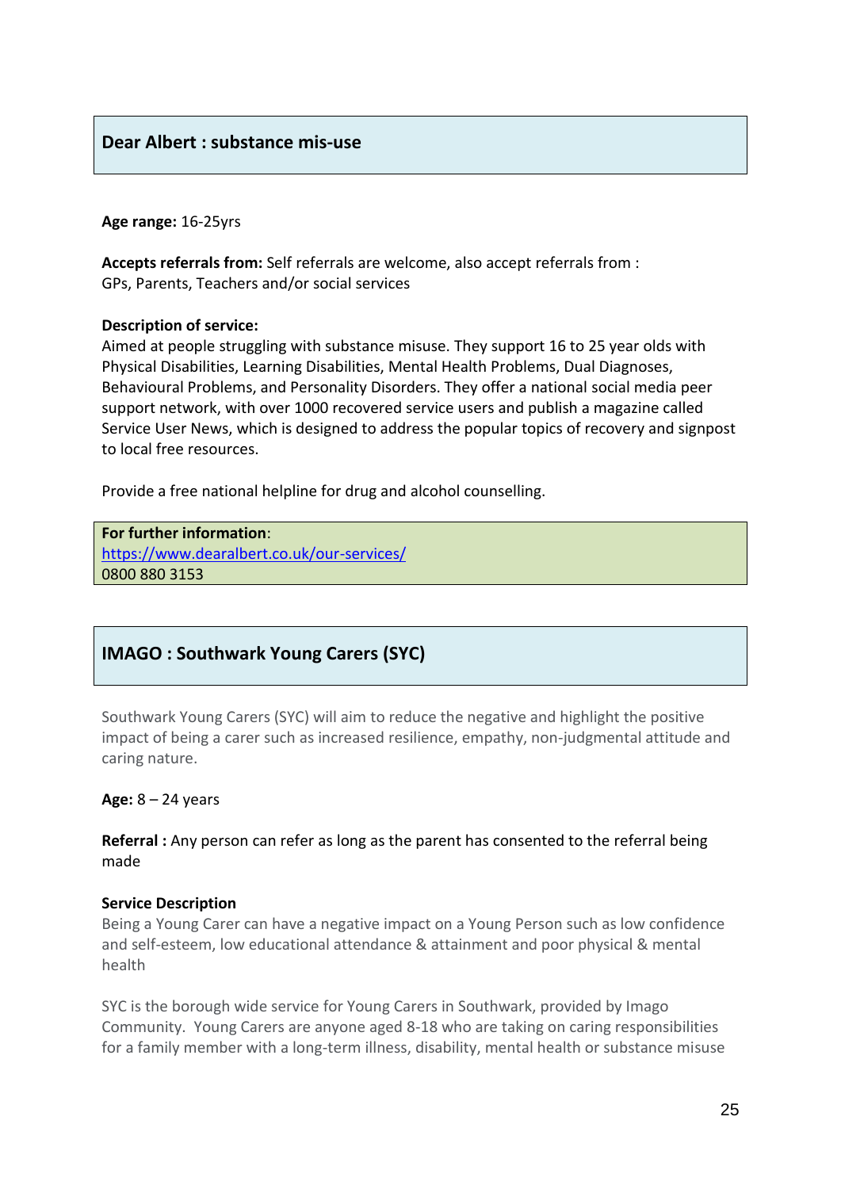## Dear Albert : substance mis-use

**Age range:** 16-25yrs

**Accepts referrals from:** Self referrals are welcome, also accept referrals from : GPs, Parents, Teachers and/or social services

**Description of service:**
Aimed at people struggling with substance misuse. They support 16 to 25 year olds with Physical Disabilities, Learning Disabilities, Mental Health Problems, Dual Diagnoses, Behavioural Problems, and Personality Disorders. They offer a national social media peer support network, with over 1000 recovered service users and publish a magazine called Service User News, which is designed to address the popular topics of recovery and signpost to local free resources.

Provide a free national helpline for drug and alcohol counselling.

**For further information**:
https://www.dearalbert.co.uk/our-services/
0800 880 3153

## IMAGO : Southwark Young Carers (SYC)

Southwark Young Carers (SYC) will aim to reduce the negative and highlight the positive impact of being a carer such as increased resilience, empathy, non-judgmental attitude and caring nature.

**Age:** 8 – 24 years

**Referral :** Any person can refer as long as the parent has consented to the referral being made

**Service Description**
Being a Young Carer can have a negative impact on a Young Person such as low confidence and self-esteem, low educational attendance & attainment and poor physical & mental health

SYC is the borough wide service for Young Carers in Southwark, provided by Imago Community. Young Carers are anyone aged 8-18 who are taking on caring responsibilities for a family member with a long-term illness, disability, mental health or substance misuse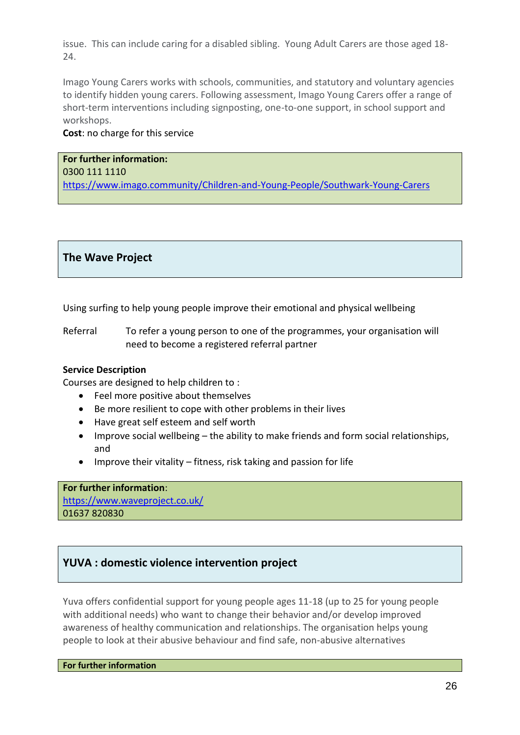issue. This can include caring for a disabled sibling. Young Adult Carers are those aged 18-24.

Imago Young Carers works with schools, communities, and statutory and voluntary agencies to identify hidden young carers. Following assessment, Imago Young Carers offer a range of short-term interventions including signposting, one-to-one support, in school support and workshops.

**Cost**: no charge for this service

**For further information:**
0300 111 1110
https://www.imago.community/Children-and-Young-People/Southwark-Young-Carers

## The Wave Project

Using surfing to help young people improve their emotional and physical wellbeing

Referral — To refer a young person to one of the programmes, your organisation will need to become a registered referral partner

**Service Description**

Courses are designed to help children to :

- Feel more positive about themselves
- Be more resilient to cope with other problems in their lives
- Have great self esteem and self worth
- Improve social wellbeing – the ability to make friends and form social relationships, and
- Improve their vitality – fitness, risk taking and passion for life

**For further information**:
https://www.waveproject.co.uk/
01637 820830

## YUVA : domestic violence intervention project

Yuva offers confidential support for young people ages 11-18 (up to 25 for young people with additional needs) who want to change their behavior and/or develop improved awareness of healthy communication and relationships. The organisation helps young people to look at their abusive behaviour and find safe, non-abusive alternatives

**For further information**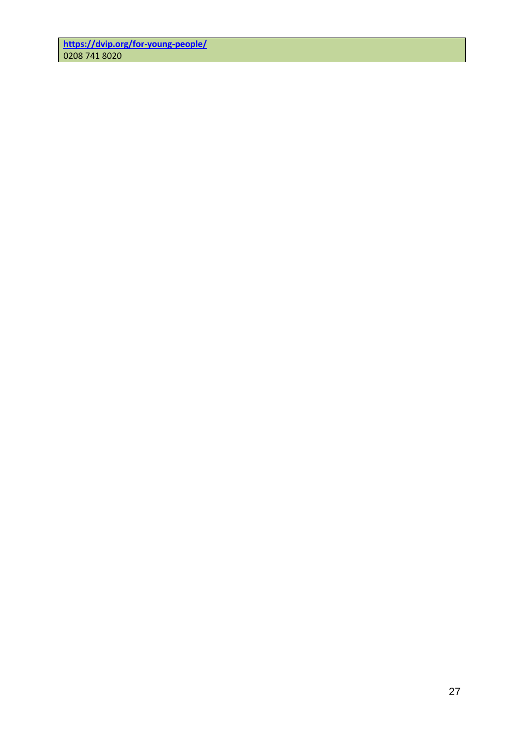| **https://dvip.org/for-young-people/**<br>0208 741 8020 |
|---|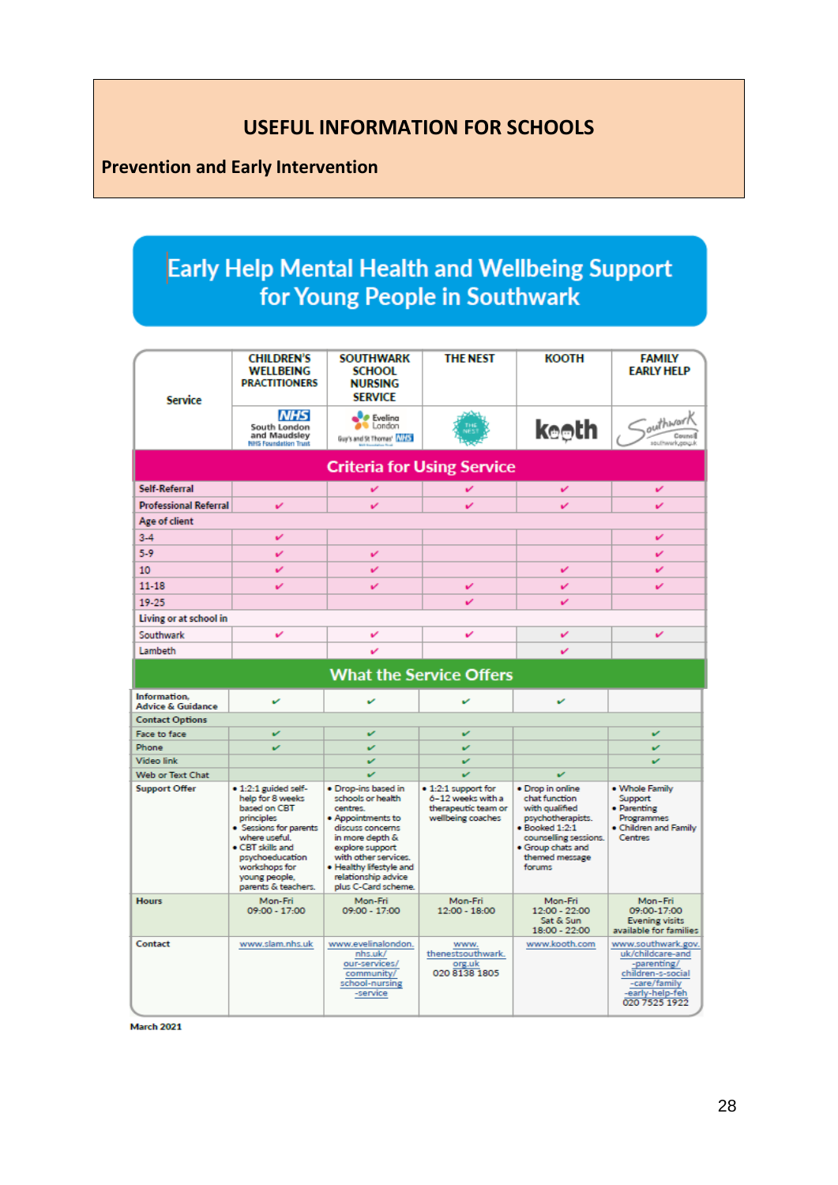# USEFUL INFORMATION FOR SCHOOLS

## Prevention and Early Intervention

## Early Help Mental Health and Wellbeing Support for Young People in Southwark

| Service | CHILDREN'S WELLBEING PRACTITIONERS | SOUTHWARK SCHOOL NURSING SERVICE | THE NEST | KOOTH | FAMILY EARLY HELP |
|---|---|---|---|---|---|
| | NHS South London and Maudsley NHS Foundation Trust | Evelina London Guy's and St Thomas' NHS | | kooth | Southwark Council southwark.gov.uk |
| **Criteria for Using Service** | | | | | |
| Self-Referral | | ✔ | ✔ | ✔ | ✔ |
| Professional Referral | ✔ | ✔ | ✔ | ✔ | ✔ |
| Age of client | | | | | |
| 3-4 | ✔ | | | | ✔ |
| 5-9 | ✔ | ✔ | | | ✔ |
| 10 | ✔ | ✔ | | ✔ | ✔ |
| 11-18 | ✔ | ✔ | ✔ | ✔ | ✔ |
| 19-25 | | | ✔ | ✔ | |
| Living or at school in | | | | | |
| Southwark | ✔ | ✔ | ✔ | ✔ | ✔ |
| Lambeth | | ✔ | | ✔ | |
| **What the Service Offers** | | | | | |
| Information, Advice & Guidance | ✔ | ✔ | ✔ | ✔ | |
| Contact Options | | | | | |
| Face to face | ✔ | ✔ | ✔ | | ✔ |
| Phone | ✔ | ✔ | ✔ | | ✔ |
| Video link | | ✔ | ✔ | | ✔ |
| Web or Text Chat | | ✔ | ✔ | ✔ | |
| Support Offer | • 1:2:1 guided self-help for 8 weeks based on CBT principles • Sessions for parents where useful. • CBT skills and psychoeducation workshops for young people, parents & teachers. | • Drop-ins based in schools or health centres. • Appointments to discuss concerns in more depth & explore support with other services. • Healthy lifestyle and relationship advice plus C-Card scheme. | • 1:2:1 support for 6–12 weeks with a therapeutic team or wellbeing coaches | • Drop in online chat function with qualified psychotherapists. • Booked 1:2:1 counselling sessions. • Group chats and themed message forums | • Whole Family Support • Parenting Programmes • Children and Family Centres |
| Hours | Mon-Fri 09:00 - 17:00 | Mon-Fri 09:00 - 17:00 | Mon-Fri 12:00 - 18:00 | Mon-Fri 12:00 - 22:00 Sat & Sun 18:00 - 22:00 | Mon-Fri 09:00-17:00 Evening visits available for families |
| Contact | www.slam.nhs.uk | www.evelinalondon.nhs.uk/our-services/community/school-nursing-service | www.thenestsouthwark.org.uk 020 8138 1805 | www.kooth.com | www.southwark.gov.uk/childcare-and-parenting/children-s-social-care/family-early-help-feh 020 7525 1922 |

March 2021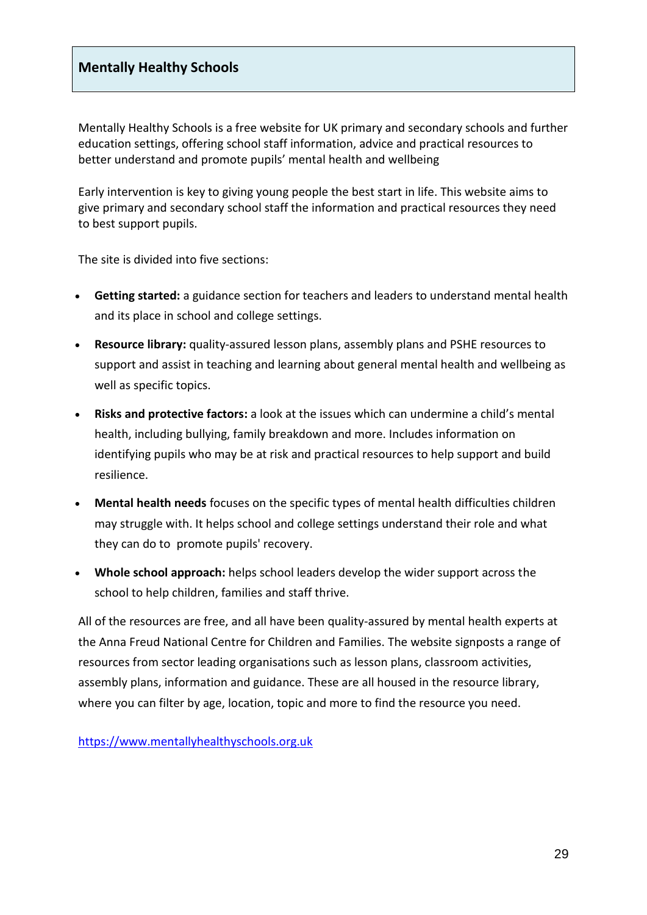## Mentally Healthy Schools

Mentally Healthy Schools is a free website for UK primary and secondary schools and further education settings, offering school staff information, advice and practical resources to better understand and promote pupils' mental health and wellbeing

Early intervention is key to giving young people the best start in life. This website aims to give primary and secondary school staff the information and practical resources they need to best support pupils.

The site is divided into five sections:

- **Getting started:** a guidance section for teachers and leaders to understand mental health and its place in school and college settings.
- **Resource library:** quality-assured lesson plans, assembly plans and PSHE resources to support and assist in teaching and learning about general mental health and wellbeing as well as specific topics.
- **Risks and protective factors:** a look at the issues which can undermine a child's mental health, including bullying, family breakdown and more. Includes information on identifying pupils who may be at risk and practical resources to help support and build resilience.
- **Mental health needs** focuses on the specific types of mental health difficulties children may struggle with. It helps school and college settings understand their role and what they can do to promote pupils' recovery.
- **Whole school approach:** helps school leaders develop the wider support across the school to help children, families and staff thrive.

All of the resources are free, and all have been quality-assured by mental health experts at the Anna Freud National Centre for Children and Families. The website signposts a range of resources from sector leading organisations such as lesson plans, classroom activities, assembly plans, information and guidance. These are all housed in the resource library, where you can filter by age, location, topic and more to find the resource you need.

https://www.mentallyhealthyschools.org.uk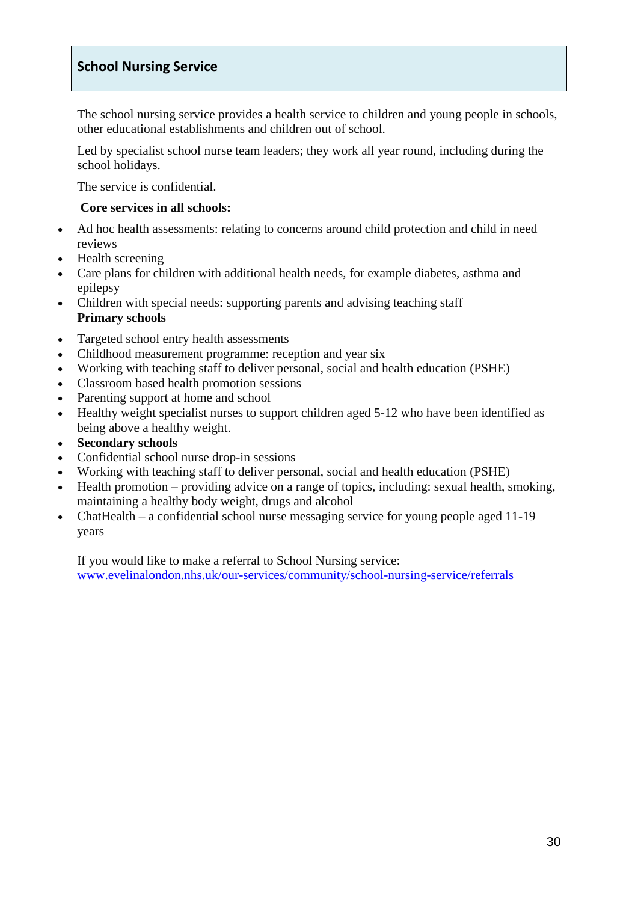## School Nursing Service

The school nursing service provides a health service to children and young people in schools, other educational establishments and children out of school.

Led by specialist school nurse team leaders; they work all year round, including during the school holidays.

The service is confidential.

**Core services in all schools:**

- Ad hoc health assessments: relating to concerns around child protection and child in need reviews
- Health screening
- Care plans for children with additional health needs, for example diabetes, asthma and epilepsy
- Children with special needs: supporting parents and advising teaching staff

**Primary schools**

- Targeted school entry health assessments
- Childhood measurement programme: reception and year six
- Working with teaching staff to deliver personal, social and health education (PSHE)
- Classroom based health promotion sessions
- Parenting support at home and school
- Healthy weight specialist nurses to support children aged 5-12 who have been identified as being above a healthy weight.
- **Secondary schools**
- Confidential school nurse drop-in sessions
- Working with teaching staff to deliver personal, social and health education (PSHE)
- Health promotion – providing advice on a range of topics, including: sexual health, smoking, maintaining a healthy body weight, drugs and alcohol
- ChatHealth – a confidential school nurse messaging service for young people aged 11-19 years

If you would like to make a referral to School Nursing service:
[www.evelinalondon.nhs.uk/our-services/community/school-nursing-service/referrals](http://www.evelinalondon.nhs.uk/our-services/community/school-nursing-service/referrals)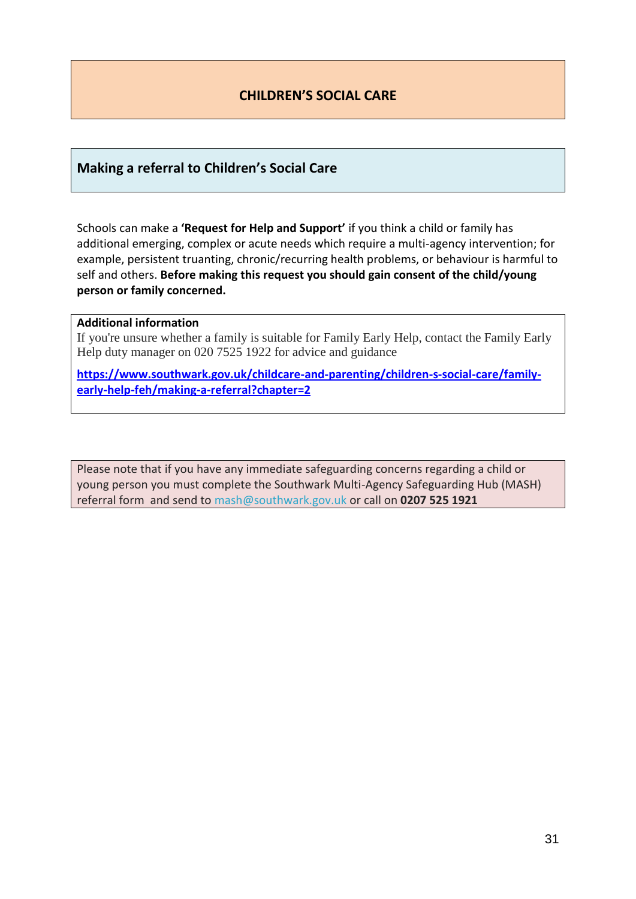# CHILDREN'S SOCIAL CARE

## Making a referral to Children's Social Care

Schools can make a **'Request for Help and Support'** if you think a child or family has additional emerging, complex or acute needs which require a multi-agency intervention; for example, persistent truanting, chronic/recurring health problems, or behaviour is harmful to self and others. **Before making this request you should gain consent of the child/young person or family concerned.**

**Additional information**

If you're unsure whether a family is suitable for Family Early Help, contact the Family Early Help duty manager on 020 7525 1922 for advice and guidance

**https://www.southwark.gov.uk/childcare-and-parenting/children-s-social-care/family-early-help-feh/making-a-referral?chapter=2**

Please note that if you have any immediate safeguarding concerns regarding a child or young person you must complete the Southwark Multi-Agency Safeguarding Hub (MASH) referral form and send to mash@southwark.gov.uk or call on **0207 525 1921**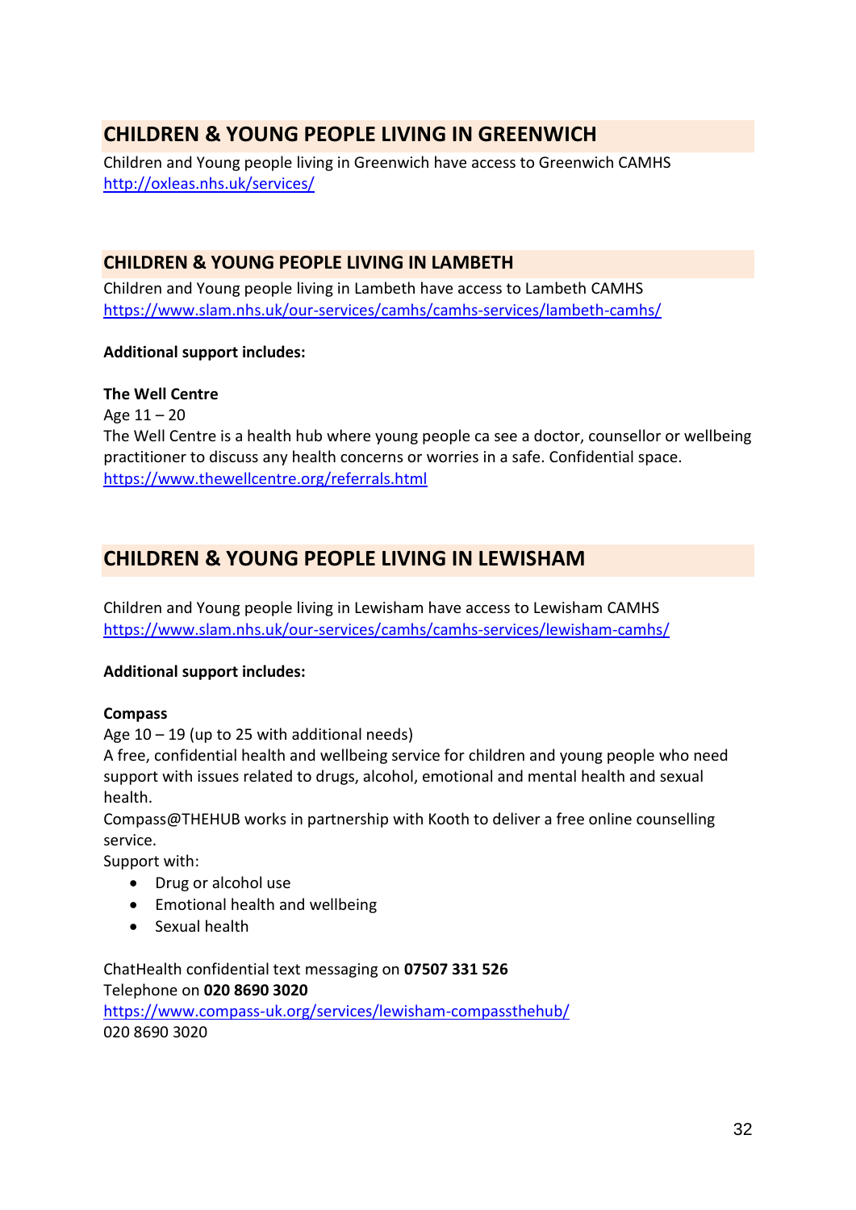## CHILDREN & YOUNG PEOPLE LIVING IN GREENWICH

Children and Young people living in Greenwich have access to Greenwich CAMHS
http://oxleas.nhs.uk/services/

## CHILDREN & YOUNG PEOPLE LIVING IN LAMBETH

Children and Young people living in Lambeth have access to Lambeth CAMHS
https://www.slam.nhs.uk/our-services/camhs/camhs-services/lambeth-camhs/

**Additional support includes:**

**The Well Centre**
Age 11 – 20
The Well Centre is a health hub where young people ca see a doctor, counsellor or wellbeing practitioner to discuss any health concerns or worries in a safe. Confidential space.
https://www.thewellcentre.org/referrals.html

## CHILDREN & YOUNG PEOPLE LIVING IN LEWISHAM

Children and Young people living in Lewisham have access to Lewisham CAMHS
https://www.slam.nhs.uk/our-services/camhs/camhs-services/lewisham-camhs/

**Additional support includes:**

**Compass**
Age 10 – 19 (up to 25 with additional needs)
A free, confidential health and wellbeing service for children and young people who need support with issues related to drugs, alcohol, emotional and mental health and sexual health.
Compass@THEHUB works in partnership with Kooth to deliver a free online counselling service.
Support with:

- Drug or alcohol use
- Emotional health and wellbeing
- Sexual health

ChatHealth confidential text messaging on **07507 331 526**
Telephone on **020 8690 3020**
https://www.compass-uk.org/services/lewisham-compassthehub/
020 8690 3020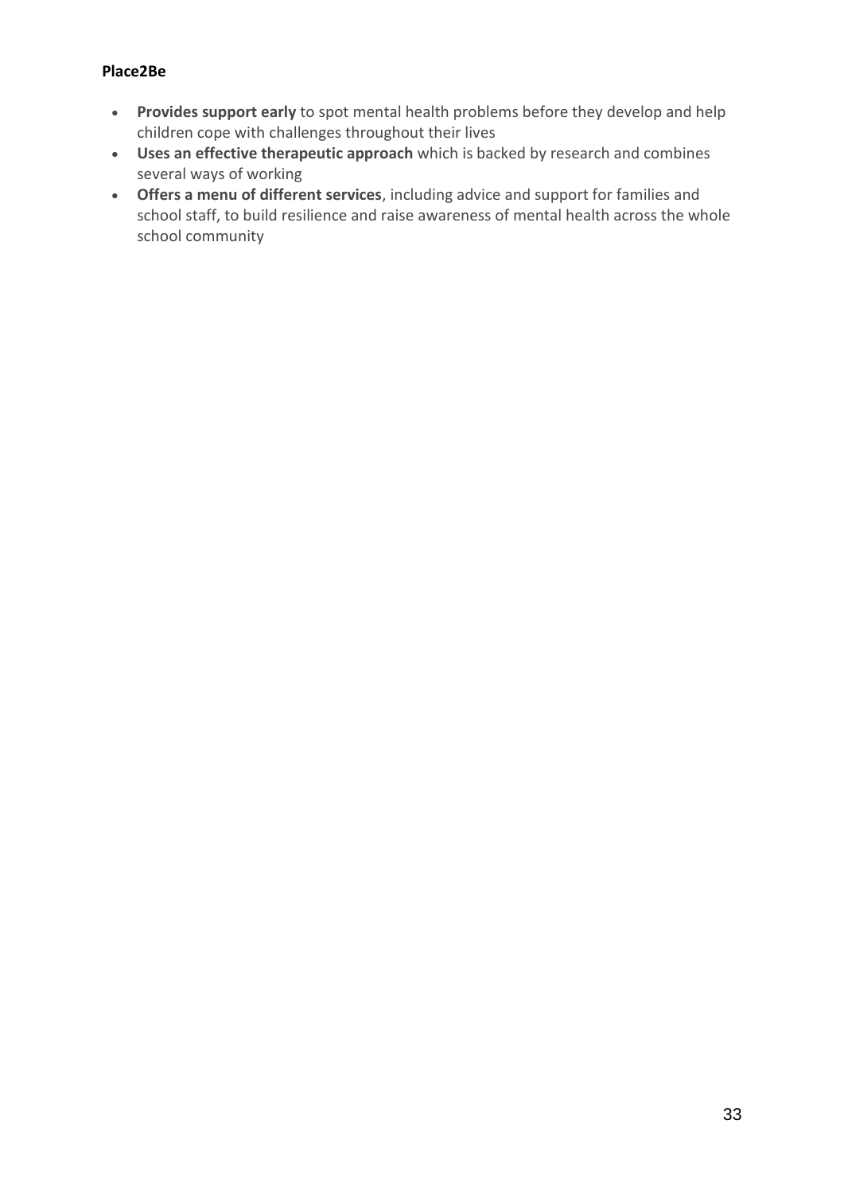**Place2Be**

- **Provides support early** to spot mental health problems before they develop and help children cope with challenges throughout their lives
- **Uses an effective therapeutic approach** which is backed by research and combines several ways of working
- **Offers a menu of different services**, including advice and support for families and school staff, to build resilience and raise awareness of mental health across the whole school community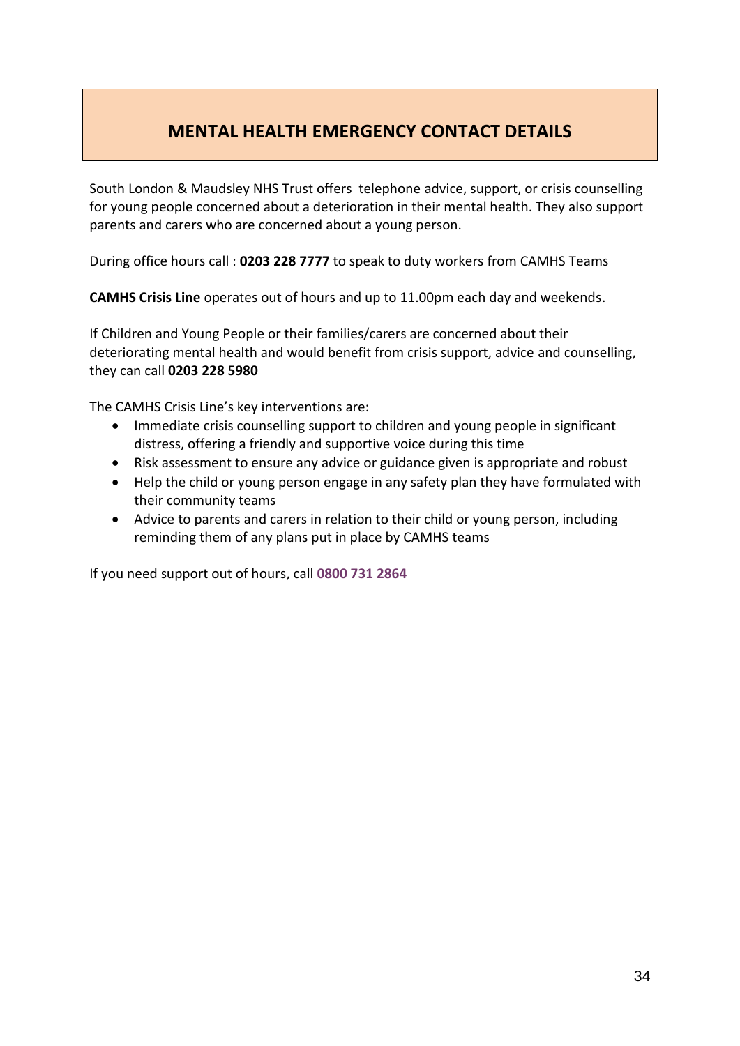# MENTAL HEALTH EMERGENCY CONTACT DETAILS

South London & Maudsley NHS Trust offers telephone advice, support, or crisis counselling for young people concerned about a deterioration in their mental health. They also support parents and carers who are concerned about a young person.

During office hours call : **0203 228 7777** to speak to duty workers from CAMHS Teams

**CAMHS Crisis Line** operates out of hours and up to 11.00pm each day and weekends.

If Children and Young People or their families/carers are concerned about their deteriorating mental health and would benefit from crisis support, advice and counselling, they can call **0203 228 5980**

The CAMHS Crisis Line's key interventions are:

- Immediate crisis counselling support to children and young people in significant distress, offering a friendly and supportive voice during this time
- Risk assessment to ensure any advice or guidance given is appropriate and robust
- Help the child or young person engage in any safety plan they have formulated with their community teams
- Advice to parents and carers in relation to their child or young person, including reminding them of any plans put in place by CAMHS teams

If you need support out of hours, call **0800 731 2864**